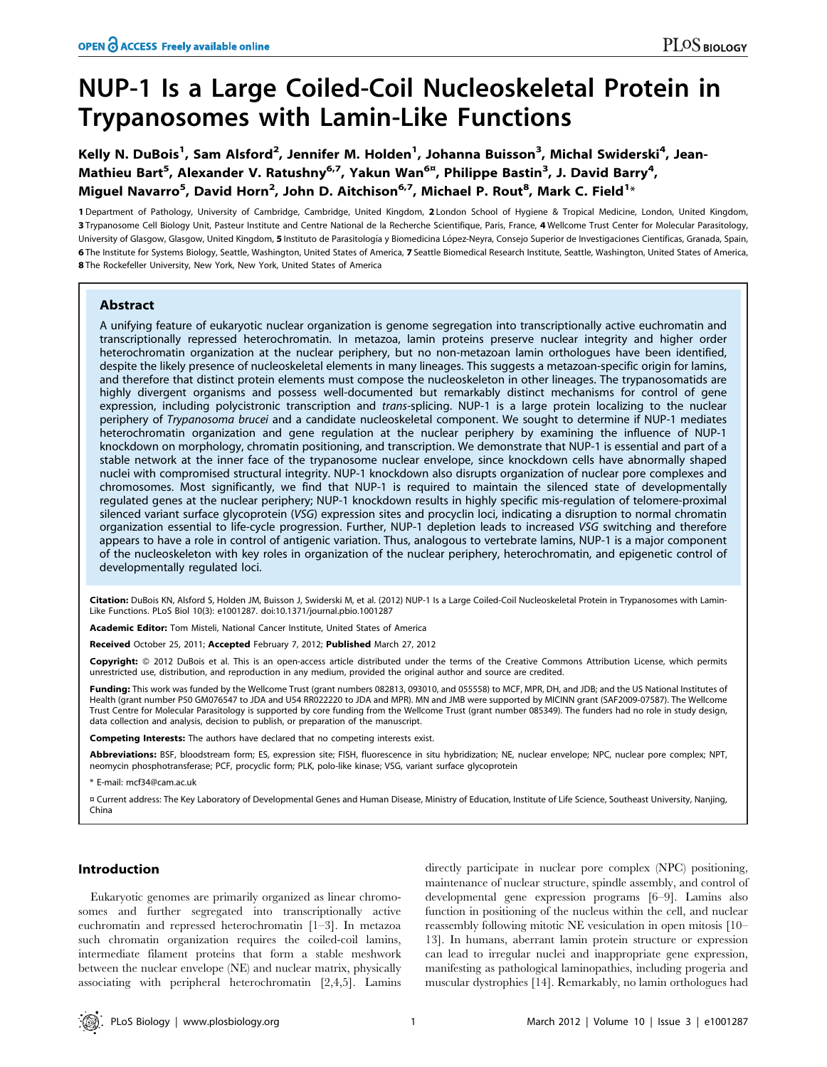# NUP-1 Is a Large Coiled-Coil Nucleoskeletal Protein in Trypanosomes with Lamin-Like Functions

Kelly N. DuBois[1], Sam Alsford[2], Jennifer M. Holden[1], Johanna Buisson[3], Michal Swiderski[4], Jean-Mathieu Bart[5], Alexander V. Ratushny[6,7], Yakun Wan[6¤], Philippe Bastin[3], J. David Barry[4], Miguel Navarro[5], David Horn[2], John D. Aitchison[6,7], Michael P. Rout[8], Mark C. Field[1]*

**1** Department of Pathology, University of Cambridge, Cambridge, United Kingdom, **2** London School of Hygiene & Tropical Medicine, London, United Kingdom, **3** Trypanosome Cell Biology Unit, Pasteur Institute and Centre National de la Recherche Scientifique, Paris, France, **4** Wellcome Trust Center for Molecular Parasitology, University of Glasgow, Glasgow, United Kingdom, **5** Instituto de Parasitología y Biomedicina López-Neyra, Consejo Superior de Investigaciones Cientificas, Granada, Spain, **6** The Institute for Systems Biology, Seattle, Washington, United States of America, **7** Seattle Biomedical Research Institute, Seattle, Washington, United States of America, **8** The Rockefeller University, New York, New York, United States of America

## Abstract

A unifying feature of eukaryotic nuclear organization is genome segregation into transcriptionally active euchromatin and transcriptionally repressed heterochromatin. In metazoa, lamin proteins preserve nuclear integrity and higher order heterochromatin organization at the nuclear periphery, but no non-metazoan lamin orthologues have been identified, despite the likely presence of nucleoskeletal elements in many lineages. This suggests a metazoan-specific origin for lamins, and therefore that distinct protein elements must compose the nucleoskeleton in other lineages. The trypanosomatids are highly divergent organisms and possess well-documented but remarkably distinct mechanisms for control of gene expression, including polycistronic transcription and *trans*-splicing. NUP-1 is a large protein localizing to the nuclear periphery of *Trypanosoma brucei* and a candidate nucleoskeletal component. We sought to determine if NUP-1 mediates heterochromatin organization and gene regulation at the nuclear periphery by examining the influence of NUP-1 knockdown on morphology, chromatin positioning, and transcription. We demonstrate that NUP-1 is essential and part of a stable network at the inner face of the trypanosome nuclear envelope, since knockdown cells have abnormally shaped nuclei with compromised structural integrity. NUP-1 knockdown also disrupts organization of nuclear pore complexes and chromosomes. Most significantly, we find that NUP-1 is required to maintain the silenced state of developmentally regulated genes at the nuclear periphery; NUP-1 knockdown results in highly specific mis-regulation of telomere-proximal silenced variant surface glycoprotein (*VSG*) expression sites and procyclin loci, indicating a disruption to normal chromatin organization essential to life-cycle progression. Further, NUP-1 depletion leads to increased *VSG* switching and therefore appears to have a role in control of antigenic variation. Thus, analogous to vertebrate lamins, NUP-1 is a major component of the nucleoskeleton with key roles in organization of the nuclear periphery, heterochromatin, and epigenetic control of developmentally regulated loci.

**Citation:** DuBois KN, Alsford S, Holden JM, Buisson J, Swiderski M, et al. (2012) NUP-1 Is a Large Coiled-Coil Nucleoskeletal Protein in Trypanosomes with Lamin-Like Functions. PLoS Biol 10(3): e1001287. doi:10.1371/journal.pbio.1001287

**Academic Editor:** Tom Misteli, National Cancer Institute, United States of America

**Received** October 25, 2011; **Accepted** February 7, 2012; **Published** March 27, 2012

**Copyright:** © 2012 DuBois et al. This is an open-access article distributed under the terms of the Creative Commons Attribution License, which permits unrestricted use, distribution, and reproduction in any medium, provided the original author and source are credited.

**Funding:** This work was funded by the Wellcome Trust (grant numbers 082813, 093010, and 055558) to MCF, MPR, DH, and JDB; and the US National Institutes of Health (grant number P50 GM076547 to JDA and U54 RR022220 to JDA and MPR). MN and JMB were supported by MICINN grant (SAF2009-07587). The Wellcome Trust Centre for Molecular Parasitology is supported by core funding from the Wellcome Trust (grant number 085349). The funders had no role in study design, data collection and analysis, decision to publish, or preparation of the manuscript.

**Competing Interests:** The authors have declared that no competing interests exist.

**Abbreviations:** BSF, bloodstream form; ES, expression site; FISH, fluorescence in situ hybridization; NE, nuclear envelope; NPC, nuclear pore complex; NPT, neomycin phosphotransferase; PCF, procyclic form; PLK, polo-like kinase; VSG, variant surface glycoprotein

\* E-mail: mcf34@cam.ac.uk

¤ Current address: The Key Laboratory of Developmental Genes and Human Disease, Ministry of Education, Institute of Life Science, Southeast University, Nanjing, China

## Introduction

Eukaryotic genomes are primarily organized as linear chromosomes and further segregated into transcriptionally active euchromatin and repressed heterochromatin [1–3]. In metazoa such chromatin organization requires the coiled-coil lamins, intermediate filament proteins that form a stable meshwork between the nuclear envelope (NE) and nuclear matrix, physically associating with peripheral heterochromatin [2,4,5]. Lamins directly participate in nuclear pore complex (NPC) positioning, maintenance of nuclear structure, spindle assembly, and control of developmental gene expression programs [6–9]. Lamins also function in positioning of the nucleus within the cell, and nuclear reassembly following mitotic NE vesiculation in open mitosis [10–13]. In humans, aberrant lamin protein structure or expression can lead to irregular nuclei and inappropriate gene expression, manifesting as pathological laminopathies, including progeria and muscular dystrophies [14]. Remarkably, no lamin orthologues had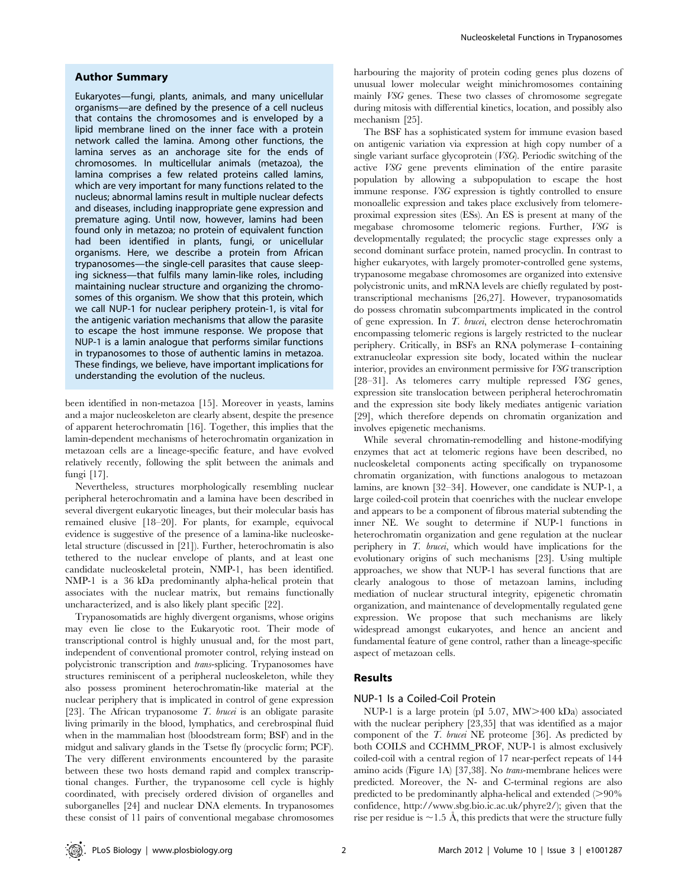## Author Summary

Eukaryotes—fungi, plants, animals, and many unicellular organisms—are defined by the presence of a cell nucleus that contains the chromosomes and is enveloped by a lipid membrane lined on the inner face with a protein network called the lamina. Among other functions, the lamina serves as an anchorage site for the ends of chromosomes. In multicellular animals (metazoa), the lamina comprises a few related proteins called lamins, which are very important for many functions related to the nucleus; abnormal lamins result in multiple nuclear defects and diseases, including inappropriate gene expression and premature aging. Until now, however, lamins had been found only in metazoa; no protein of equivalent function had been identified in plants, fungi, or unicellular organisms. Here, we describe a protein from African trypanosomes—the single-cell parasites that cause sleeping sickness—that fulfils many lamin-like roles, including maintaining nuclear structure and organizing the chromosomes of this organism. We show that this protein, which we call NUP-1 for nuclear periphery protein-1, is vital for the antigenic variation mechanisms that allow the parasite to escape the host immune response. We propose that NUP-1 is a lamin analogue that performs similar functions in trypanosomes to those of authentic lamins in metazoa. These findings, we believe, have important implications for understanding the evolution of the nucleus.

been identified in non-metazoa [15]. Moreover in yeasts, lamins and a major nucleoskeleton are clearly absent, despite the presence of apparent heterochromatin [16]. Together, this implies that the lamin-dependent mechanisms of heterochromatin organization in metazoan cells are a lineage-specific feature, and have evolved relatively recently, following the split between the animals and fungi [17].

Nevertheless, structures morphologically resembling nuclear peripheral heterochromatin and a lamina have been described in several divergent eukaryotic lineages, but their molecular basis has remained elusive [18–20]. For plants, for example, equivocal evidence is suggestive of the presence of a lamina-like nucleoskeletal structure (discussed in [21]). Further, heterochromatin is also tethered to the nuclear envelope of plants, and at least one candidate nucleoskeletal protein, NMP-1, has been identified. NMP-1 is a 36 kDa predominantly alpha-helical protein that associates with the nuclear matrix, but remains functionally uncharacterized, and is also likely plant specific [22].

Trypanosomatids are highly divergent organisms, whose origins may even lie close to the Eukaryotic root. Their mode of transcriptional control is highly unusual and, for the most part, independent of conventional promoter control, relying instead on polycistronic transcription and *trans*-splicing. Trypanosomes have structures reminiscent of a peripheral nucleoskeleton, while they also possess prominent heterochromatin-like material at the nuclear periphery that is implicated in control of gene expression [23]. The African trypanosome *T. brucei* is an obligate parasite living primarily in the blood, lymphatics, and cerebrospinal fluid when in the mammalian host (bloodstream form; BSF) and in the midgut and salivary glands in the Tsetse fly (procyclic form; PCF). The very different environments encountered by the parasite between these two hosts demand rapid and complex transcriptional changes. Further, the trypanosome cell cycle is highly coordinated, with precisely ordered division of organelles and suborganelles [24] and nuclear DNA elements. In trypanosomes these consist of 11 pairs of conventional megabase chromosomes harbouring the majority of protein coding genes plus dozens of unusual lower molecular weight minichromosomes containing mainly *VSG* genes. These two classes of chromosome segregate during mitosis with differential kinetics, location, and possibly also mechanism [25].

The BSF has a sophisticated system for immune evasion based on antigenic variation via expression at high copy number of a single variant surface glycoprotein (*VSG*). Periodic switching of the active *VSG* gene prevents elimination of the entire parasite population by allowing a subpopulation to escape the host immune response. *VSG* expression is tightly controlled to ensure monoallelic expression and takes place exclusively from telomere-proximal expression sites (ESs). An ES is present at many of the megabase chromosome telomeric regions. Further, *VSG* is developmentally regulated; the procyclic stage expresses only a second dominant surface protein, named procyclin. In contrast to higher eukaryotes, with largely promoter-controlled gene systems, trypanosome megabase chromosomes are organized into extensive polycistronic units, and mRNA levels are chiefly regulated by post-transcriptional mechanisms [26,27]. However, trypanosomatids do possess chromatin subcompartments implicated in the control of gene expression. In *T. brucei*, electron dense heterochromatin encompassing telomeric regions is largely restricted to the nuclear periphery. Critically, in BSFs an RNA polymerase I–containing extranucleolar expression site body, located within the nuclear interior, provides an environment permissive for *VSG* transcription [28–31]. As telomeres carry multiple repressed *VSG* genes, expression site translocation between peripheral heterochromatin and the expression site body likely mediates antigenic variation [29], which therefore depends on chromatin organization and involves epigenetic mechanisms.

While several chromatin-remodelling and histone-modifying enzymes that act at telomeric regions have been described, no nucleoskeletal components acting specifically on trypanosome chromatin organization, with functions analogous to metazoan lamins, are known [32–34]. However, one candidate is NUP-1, a large coiled-coil protein that coenriches with the nuclear envelope and appears to be a component of fibrous material subtending the inner NE. We sought to determine if NUP-1 functions in heterochromatin organization and gene regulation at the nuclear periphery in *T. brucei*, which would have implications for the evolutionary origins of such mechanisms [23]. Using multiple approaches, we show that NUP-1 has several functions that are clearly analogous to those of metazoan lamins, including mediation of nuclear structural integrity, epigenetic chromatin organization, and maintenance of developmentally regulated gene expression. We propose that such mechanisms are likely widespread amongst eukaryotes, and hence an ancient and fundamental feature of gene control, rather than a lineage-specific aspect of metazoan cells.

## Results

### NUP-1 Is a Coiled-Coil Protein

NUP-1 is a large protein (pI 5.07, MW>400 kDa) associated with the nuclear periphery [23,35] that was identified as a major component of the *T. brucei* NE proteome [36]. As predicted by both COILS and CCHMM_PROF, NUP-1 is almost exclusively coiled-coil with a central region of 17 near-perfect repeats of 144 amino acids (Figure 1A) [37,38]. No *trans*-membrane helices were predicted. Moreover, the N- and C-terminal regions are also predicted to be predominantly alpha-helical and extended (>90% confidence, http://www.sbg.bio.ic.ac.uk/phyre2/); given that the rise per residue is ~1.5 Å, this predicts that were the structure fully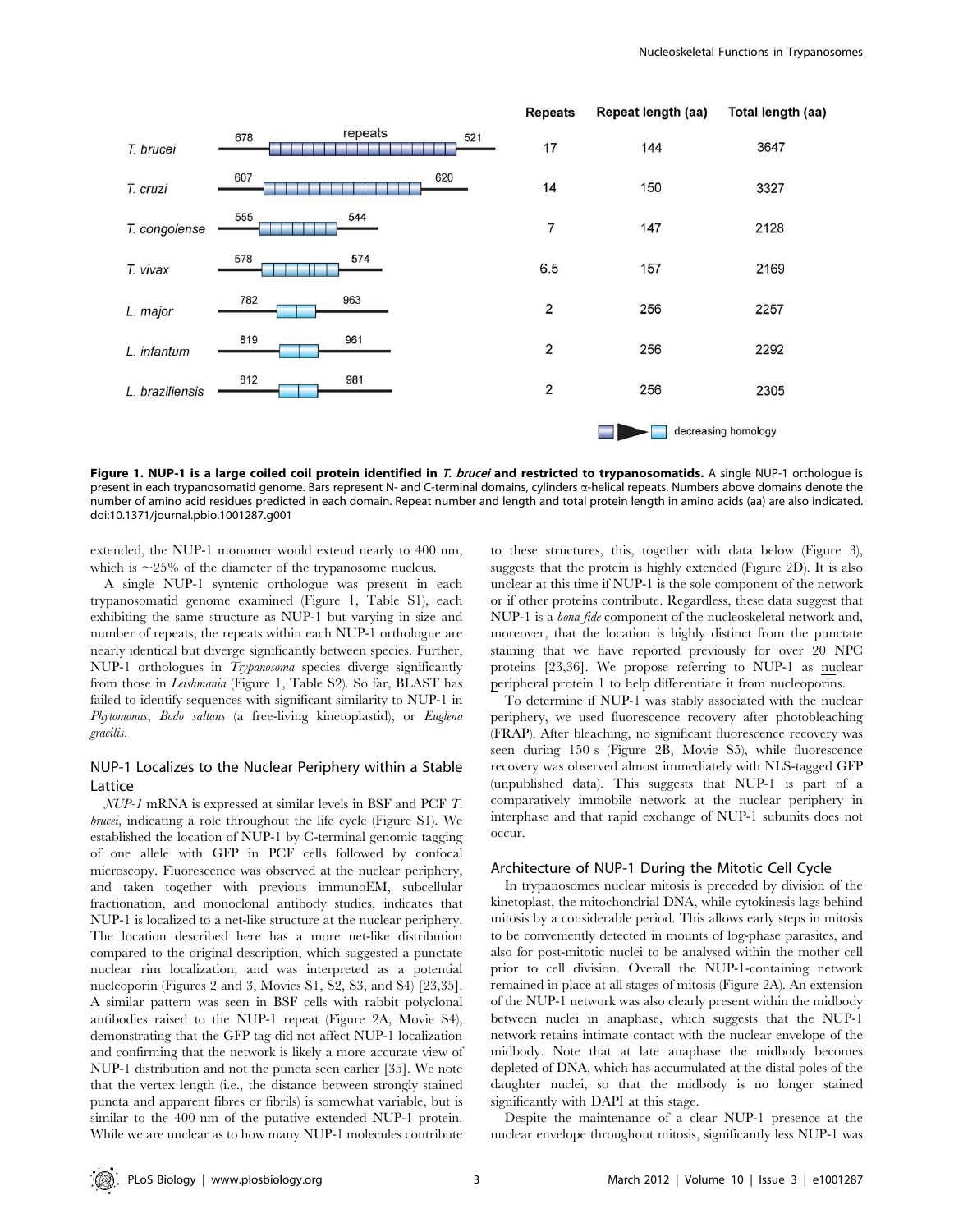| | N-term | C-term | Repeats | Repeat length (aa) | Total length (aa) |
|---|---|---|---|---|---|
| *T. brucei* | 678 | 521 | 17 | 144 | 3647 |
| *T. cruzi* | 607 | 620 | 14 | 150 | 3327 |
| *T. congolense* | 555 | 544 | 7 | 147 | 2128 |
| *T. vivax* | 578 | 574 | 6.5 | 157 | 2169 |
| *L. major* | 782 | 963 | 2 | 256 | 2257 |
| *L. infantum* | 819 | 961 | 2 | 256 | 2292 |
| *L. braziliensis* | 812 | 981 | 2 | 256 | 2305 |

decreasing homology

**Figure 1. NUP-1 is a large coiled coil protein identified in *T. brucei* and restricted to trypanosomatids.** A single NUP-1 orthologue is present in each trypanosomatid genome. Bars represent N- and C-terminal domains, cylinders α-helical repeats. Numbers above domains denote the number of amino acid residues predicted in each domain. Repeat number and length and total protein length in amino acids (aa) are also indicated. doi:10.1371/journal.pbio.1001287.g001

extended, the NUP-1 monomer would extend nearly to 400 nm, which is ~25% of the diameter of the trypanosome nucleus.

A single NUP-1 syntenic orthologue was present in each trypanosomatid genome examined (Figure 1, Table S1), each exhibiting the same structure as NUP-1 but varying in size and number of repeats; the repeats within each NUP-1 orthologue are nearly identical but diverge significantly between species. Further, NUP-1 orthologues in *Trypanosoma* species diverge significantly from those in *Leishmania* (Figure 1, Table S2). So far, BLAST has failed to identify sequences with significant similarity to NUP-1 in *Phytomonas*, *Bodo saltans* (a free-living kinetoplastid), or *Euglena gracilis*.

## NUP-1 Localizes to the Nuclear Periphery within a Stable Lattice

*NUP-1* mRNA is expressed at similar levels in BSF and PCF *T. brucei*, indicating a role throughout the life cycle (Figure S1). We established the location of NUP-1 by C-terminal genomic tagging of one allele with GFP in PCF cells followed by confocal microscopy. Fluorescence was observed at the nuclear periphery, and taken together with previous immunoEM, subcellular fractionation, and monoclonal antibody studies, indicates that NUP-1 is localized to a net-like structure at the nuclear periphery. The location described here has a more net-like distribution compared to the original description, which suggested a punctate nuclear rim localization, and was interpreted as a potential nucleoporin (Figures 2 and 3, Movies S1, S2, S3, and S4) [23,35]. A similar pattern was seen in BSF cells with rabbit polyclonal antibodies raised to the NUP-1 repeat (Figure 2A, Movie S4), demonstrating that the GFP tag did not affect NUP-1 localization and confirming that the network is likely a more accurate view of NUP-1 distribution and not the puncta seen earlier [35]. We note that the vertex length (i.e., the distance between strongly stained puncta and apparent fibres or fibrils) is somewhat variable, but is similar to the 400 nm of the putative extended NUP-1 protein. While we are unclear as to how many NUP-1 molecules contribute to these structures, this, together with data below (Figure 3), suggests that the protein is highly extended (Figure 2D). It is also unclear at this time if NUP-1 is the sole component of the network or if other proteins contribute. Regardless, these data suggest that NUP-1 is a *bona fide* component of the nucleoskeletal network and, moreover, that the location is highly distinct from the punctate staining that we have reported previously for over 20 NPC proteins [23,36]. We propose referring to NUP-1 as nuclear peripheral protein 1 to help differentiate it from nucleoporins.

To determine if NUP-1 was stably associated with the nuclear periphery, we used fluorescence recovery after photobleaching (FRAP). After bleaching, no significant fluorescence recovery was seen during 150 s (Figure 2B, Movie S5), while fluorescence recovery was observed almost immediately with NLS-tagged GFP (unpublished data). This suggests that NUP-1 is part of a comparatively immobile network at the nuclear periphery in interphase and that rapid exchange of NUP-1 subunits does not occur.

## Architecture of NUP-1 During the Mitotic Cell Cycle

In trypanosomes nuclear mitosis is preceded by division of the kinetoplast, the mitochondrial DNA, while cytokinesis lags behind mitosis by a considerable period. This allows early steps in mitosis to be conveniently detected in mounts of log-phase parasites, and also for post-mitotic nuclei to be analysed within the mother cell prior to cell division. Overall the NUP-1-containing network remained in place at all stages of mitosis (Figure 2A). An extension of the NUP-1 network was also clearly present within the midbody between nuclei in anaphase, which suggests that the NUP-1 network retains intimate contact with the nuclear envelope of the midbody. Note that at late anaphase the midbody becomes depleted of DNA, which has accumulated at the distal poles of the daughter nuclei, so that the midbody is no longer stained significantly with DAPI at this stage.

Despite the maintenance of a clear NUP-1 presence at the nuclear envelope throughout mitosis, significantly less NUP-1 was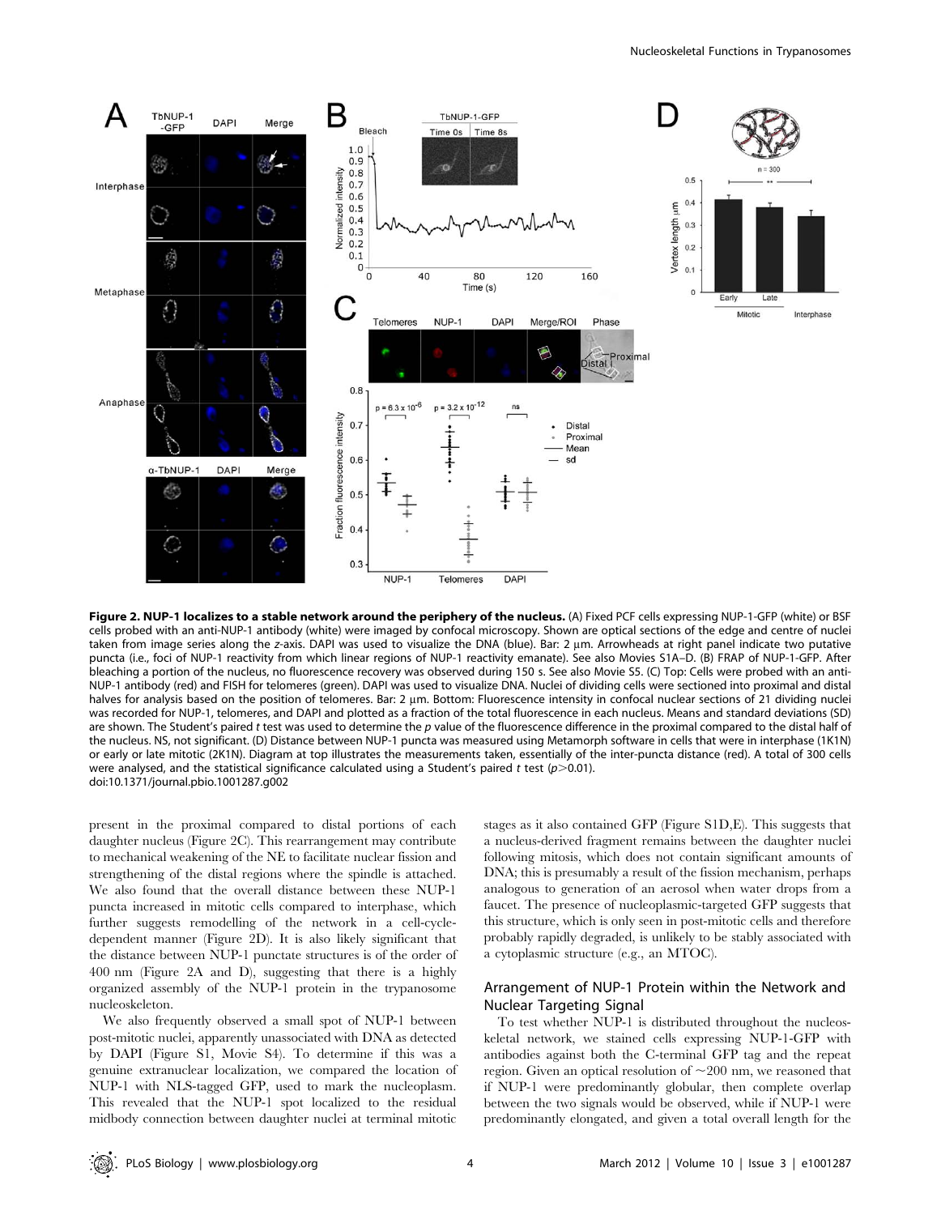**Figure 2. NUP-1 localizes to a stable network around the periphery of the nucleus.** (A) Fixed PCF cells expressing NUP-1-GFP (white) or BSF cells probed with an anti-NUP-1 antibody (white) were imaged by confocal microscopy. Shown are optical sections of the edge and centre of nuclei taken from image series along the *z*-axis. DAPI was used to visualize the DNA (blue). Bar: 2 µm. Arrowheads at right panel indicate two putative puncta (i.e., foci of NUP-1 reactivity from which linear regions of NUP-1 reactivity emanate). See also Movies S1A–D. (B) FRAP of NUP-1-GFP. After bleaching a portion of the nucleus, no fluorescence recovery was observed during 150 s. See also Movie S5. (C) Top: Cells were probed with an anti-NUP-1 antibody (red) and FISH for telomeres (green). DAPI was used to visualize DNA. Nuclei of dividing cells were sectioned into proximal and distal halves for analysis based on the position of telomeres. Bar: 2 µm. Bottom: Fluorescence intensity in confocal nuclear sections of 21 dividing nuclei was recorded for NUP-1, telomeres, and DAPI and plotted as a fraction of the total fluorescence in each nucleus. Means and standard deviations (SD) are shown. The Student's paired *t* test was used to determine the *p* value of the fluorescence difference in the proximal compared to the distal half of the nucleus. NS, not significant. (D) Distance between NUP-1 puncta was measured using Metamorph software in cells that were in interphase (1K1N) or early or late mitotic (2K1N). Diagram at top illustrates the measurements taken, essentially of the inter-puncta distance (red). A total of 300 cells were analysed, and the statistical significance calculated using a Student's paired *t* test ($p > 0.01$).
doi:10.1371/journal.pbio.1001287.g002

present in the proximal compared to distal portions of each daughter nucleus (Figure 2C). This rearrangement may contribute to mechanical weakening of the NE to facilitate nuclear fission and strengthening of the distal regions where the spindle is attached. We also found that the overall distance between these NUP-1 puncta increased in mitotic cells compared to interphase, which further suggests remodelling of the network in a cell-cycle-dependent manner (Figure 2D). It is also likely significant that the distance between NUP-1 punctate structures is of the order of 400 nm (Figure 2A and D), suggesting that there is a highly organized assembly of the NUP-1 protein in the trypanosome nucleoskeleton.

We also frequently observed a small spot of NUP-1 between post-mitotic nuclei, apparently unassociated with DNA as detected by DAPI (Figure S1, Movie S4). To determine if this was a genuine extranuclear localization, we compared the location of NUP-1 with NLS-tagged GFP, used to mark the nucleoplasm. This revealed that the NUP-1 spot localized to the residual midbody connection between daughter nuclei at terminal mitotic stages as it also contained GFP (Figure S1D,E). This suggests that a nucleus-derived fragment remains between the daughter nuclei following mitosis, which does not contain significant amounts of DNA; this is presumably a result of the fission mechanism, perhaps analogous to generation of an aerosol when water drops from a faucet. The presence of nucleoplasmic-targeted GFP suggests that this structure, which is only seen in post-mitotic cells and therefore probably rapidly degraded, is unlikely to be stably associated with a cytoplasmic structure (e.g., an MTOC).

## Arrangement of NUP-1 Protein within the Network and Nuclear Targeting Signal

To test whether NUP-1 is distributed throughout the nucleoskeletal network, we stained cells expressing NUP-1-GFP with antibodies against both the C-terminal GFP tag and the repeat region. Given an optical resolution of ~200 nm, we reasoned that if NUP-1 were predominantly globular, then complete overlap between the two signals would be observed, while if NUP-1 were predominantly elongated, and given a total overall length for the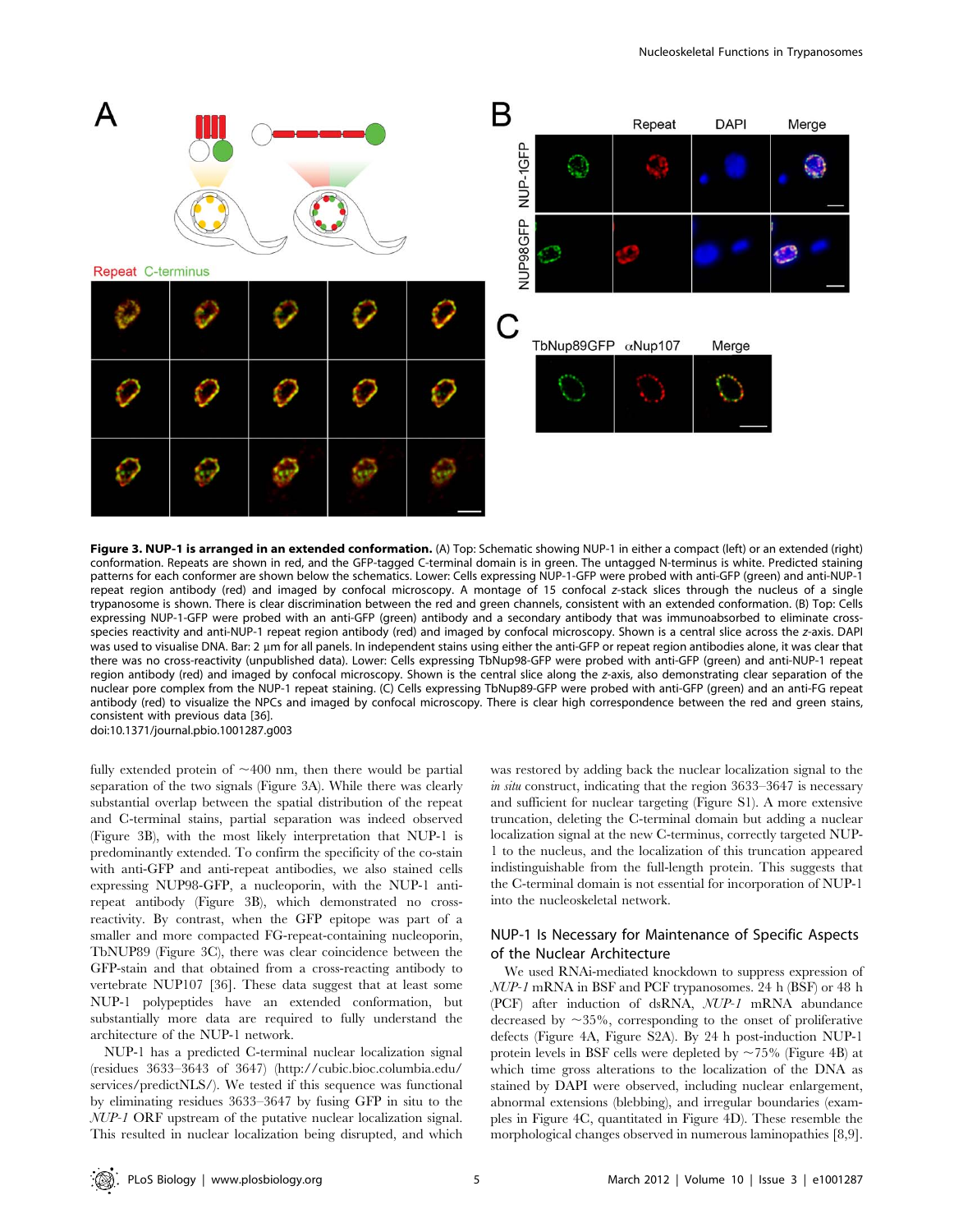**Figure 3. NUP-1 is arranged in an extended conformation.** (A) Top: Schematic showing NUP-1 in either a compact (left) or an extended (right) conformation. Repeats are shown in red, and the GFP-tagged C-terminal domain is in green. The untagged N-terminus is white. Predicted staining patterns for each conformer are shown below the schematics. Lower: Cells expressing NUP-1-GFP were probed with anti-GFP (green) and anti-NUP-1 repeat region antibody (red) and imaged by confocal microscopy. A montage of 15 confocal z-stack slices through the nucleus of a single trypanosome is shown. There is clear discrimination between the red and green channels, consistent with an extended conformation. (B) Top: Cells expressing NUP-1-GFP were probed with an anti-GFP (green) antibody and a secondary antibody that was immunoabsorbed to eliminate cross-species reactivity and anti-NUP-1 repeat region antibody (red) and imaged by confocal microscopy. Shown is a central slice across the z-axis. DAPI was used to visualise DNA. Bar: 2 µm for all panels. In independent stains using either the anti-GFP or repeat region antibodies alone, it was clear that there was no cross-reactivity (unpublished data). Lower: Cells expressing TbNup98-GFP were probed with anti-GFP (green) and anti-NUP-1 repeat region antibody (red) and imaged by confocal microscopy. Shown is the central slice along the z-axis, also demonstrating clear separation of the nuclear pore complex from the NUP-1 repeat staining. (C) Cells expressing TbNup89-GFP were probed with anti-GFP (green) and an anti-FG repeat antibody (red) to visualize the NPCs and imaged by confocal microscopy. There is clear high correspondence between the red and green stains, consistent with previous data [36].
doi:10.1371/journal.pbio.1001287.g003

fully extended protein of ~400 nm, then there would be partial separation of the two signals (Figure 3A). While there was clearly substantial overlap between the spatial distribution of the repeat and C-terminal stains, partial separation was indeed observed (Figure 3B), with the most likely interpretation that NUP-1 is predominantly extended. To confirm the specificity of the co-stain with anti-GFP and anti-repeat antibodies, we also stained cells expressing NUP98-GFP, a nucleoporin, with the NUP-1 anti-repeat antibody (Figure 3B), which demonstrated no cross-reactivity. By contrast, when the GFP epitope was part of a smaller and more compacted FG-repeat-containing nucleoporin, TbNUP89 (Figure 3C), there was clear coincidence between the GFP-stain and that obtained from a cross-reacting antibody to vertebrate NUP107 [36]. These data suggest that at least some NUP-1 polypeptides have an extended conformation, but substantially more data are required to fully understand the architecture of the NUP-1 network.

NUP-1 has a predicted C-terminal nuclear localization signal (residues 3633–3643 of 3647) (http://cubic.bioc.columbia.edu/services/predictNLS/). We tested if this sequence was functional by eliminating residues 3633–3647 by fusing GFP in situ to the *NUP-1* ORF upstream of the putative nuclear localization signal. This resulted in nuclear localization being disrupted, and which was restored by adding back the nuclear localization signal to the *in situ* construct, indicating that the region 3633–3647 is necessary and sufficient for nuclear targeting (Figure S1). A more extensive truncation, deleting the C-terminal domain but adding a nuclear localization signal at the new C-terminus, correctly targeted NUP-1 to the nucleus, and the localization of this truncation appeared indistinguishable from the full-length protein. This suggests that the C-terminal domain is not essential for incorporation of NUP-1 into the nucleoskeletal network.

## NUP-1 Is Necessary for Maintenance of Specific Aspects of the Nuclear Architecture

We used RNAi-mediated knockdown to suppress expression of *NUP-1* mRNA in BSF and PCF trypanosomes. 24 h (BSF) or 48 h (PCF) after induction of dsRNA, *NUP-1* mRNA abundance decreased by ~35%, corresponding to the onset of proliferative defects (Figure 4A, Figure S2A). By 24 h post-induction NUP-1 protein levels in BSF cells were depleted by ~75% (Figure 4B) at which time gross alterations to the localization of the DNA as stained by DAPI were observed, including nuclear enlargement, abnormal extensions (blebbing), and irregular boundaries (examples in Figure 4C, quantitated in Figure 4D). These resemble the morphological changes observed in numerous laminopathies [8,9].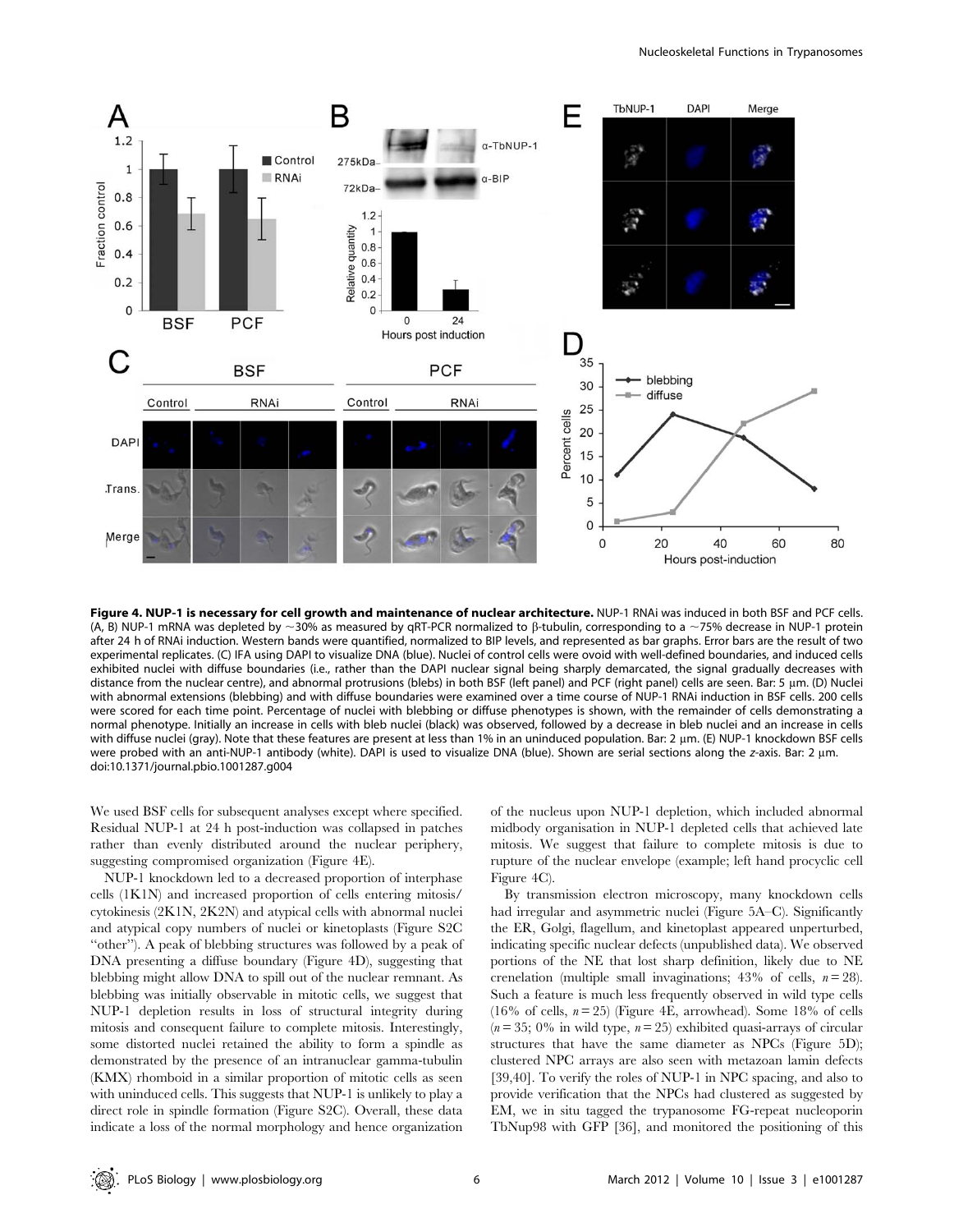**Figure 4. NUP-1 is necessary for cell growth and maintenance of nuclear architecture.** NUP-1 RNAi was induced in both BSF and PCF cells. (A, B) NUP-1 mRNA was depleted by ~30% as measured by qRT-PCR normalized to β-tubulin, corresponding to a ~75% decrease in NUP-1 protein after 24 h of RNAi induction. Western bands were quantified, normalized to BIP levels, and represented as bar graphs. Error bars are the result of two experimental replicates. (C) IFA using DAPI to visualize DNA (blue). Nuclei of control cells were ovoid with well-defined boundaries, and induced cells exhibited nuclei with diffuse boundaries (i.e., rather than the DAPI nuclear signal being sharply demarcated, the signal gradually decreases with distance from the nuclear centre), and abnormal protrusions (blebs) in both BSF (left panel) and PCF (right panel) cells are seen. Bar: 5 µm. (D) Nuclei with abnormal extensions (blebbing) and with diffuse boundaries were examined over a time course of NUP-1 RNAi induction in BSF cells. 200 cells were scored for each time point. Percentage of nuclei with blebbing or diffuse phenotypes is shown, with the remainder of cells demonstrating a normal phenotype. Initially an increase in cells with bleb nuclei (black) was observed, followed by a decrease in bleb nuclei and an increase in cells with diffuse nuclei (gray). Note that these features are present at less than 1% in an uninduced population. Bar: 2 µm. (E) NUP-1 knockdown BSF cells were probed with an anti-NUP-1 antibody (white). DAPI is used to visualize DNA (blue). Shown are serial sections along the *z*-axis. Bar: 2 µm.
doi:10.1371/journal.pbio.1001287.g004

We used BSF cells for subsequent analyses except where specified. Residual NUP-1 at 24 h post-induction was collapsed in patches rather than evenly distributed around the nuclear periphery, suggesting compromised organization (Figure 4E).

NUP-1 knockdown led to a decreased proportion of interphase cells (1K1N) and increased proportion of cells entering mitosis/cytokinesis (2K1N, 2K2N) and atypical cells with abnormal nuclei and atypical copy numbers of nuclei or kinetoplasts (Figure S2C "other"). A peak of blebbing structures was followed by a peak of DNA presenting a diffuse boundary (Figure 4D), suggesting that blebbing might allow DNA to spill out of the nuclear remnant. As blebbing was initially observable in mitotic cells, we suggest that NUP-1 depletion results in loss of structural integrity during mitosis and consequent failure to complete mitosis. Interestingly, some distorted nuclei retained the ability to form a spindle as demonstrated by the presence of an intranuclear gamma-tubulin (KMX) rhomboid in a similar proportion of mitotic cells as seen with uninduced cells. This suggests that NUP-1 is unlikely to play a direct role in spindle formation (Figure S2C). Overall, these data indicate a loss of the normal morphology and hence organization of the nucleus upon NUP-1 depletion, which included abnormal midbody organisation in NUP-1 depleted cells that achieved late mitosis. We suggest that failure to complete mitosis is due to rupture of the nuclear envelope (example; left hand procyclic cell Figure 4C).

By transmission electron microscopy, many knockdown cells had irregular and asymmetric nuclei (Figure 5A–C). Significantly the ER, Golgi, flagellum, and kinetoplast appeared unperturbed, indicating specific nuclear defects (unpublished data). We observed portions of the NE that lost sharp definition, likely due to NE crenelation (multiple small invaginations; 43% of cells, $n = 28$). Such a feature is much less frequently observed in wild type cells (16% of cells, $n = 25$) (Figure 4E, arrowhead). Some 18% of cells ($n = 35$; 0% in wild type, $n = 25$) exhibited quasi-arrays of circular structures that have the same diameter as NPCs (Figure 5D); clustered NPC arrays are also seen with metazoan lamin defects [39,40]. To verify the roles of NUP-1 in NPC spacing, and also to provide verification that the NPCs had clustered as suggested by EM, we in situ tagged the trypanosome FG-repeat nucleoporin TbNup98 with GFP [36], and monitored the positioning of this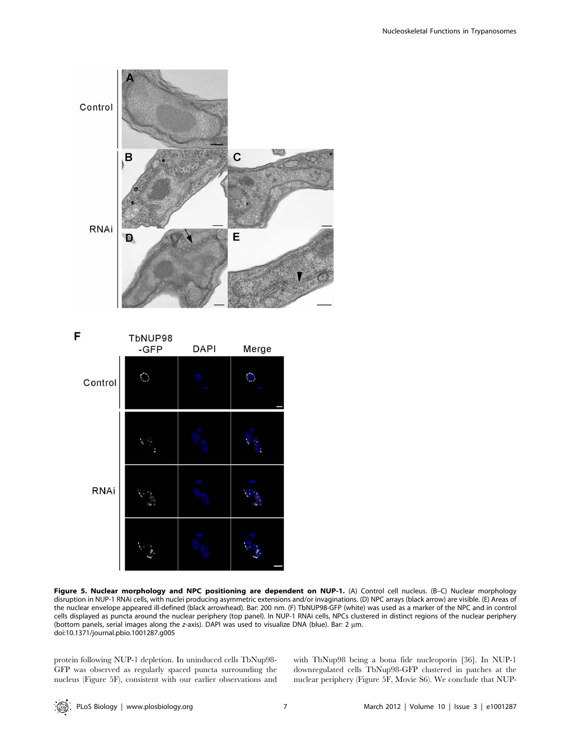**Figure 5. Nuclear morphology and NPC positioning are dependent on NUP-1.** (A) Control cell nucleus. (B–C) Nuclear morphology disruption in NUP-1 RNAi cells, with nuclei producing asymmetric extensions and/or invaginations. (D) NPC arrays (black arrow) are visible. (E) Areas of the nuclear envelope appeared ill-defined (black arrowhead). Bar: 200 nm. (F) TbNUP98-GFP (white) was used as a marker of the NPC and in control cells displayed as puncta around the nuclear periphery (top panel). In NUP-1 RNAi cells, NPCs clustered in distinct regions of the nuclear periphery (bottom panels, serial images along the *z*-axis). DAPI was used to visualize DNA (blue). Bar: 2 µm.
doi:10.1371/journal.pbio.1001287.g005

protein following NUP-1 depletion. In uninduced cells TbNup98-GFP was observed as regularly spaced puncta surrounding the nucleus (Figure 5F), consistent with our earlier observations and with TbNup98 being a bona fide nucleoporin [36]. In NUP-1 downregulated cells TbNup98-GFP clustered in patches at the nuclear periphery (Figure 5F, Movie S6). We conclude that NUP-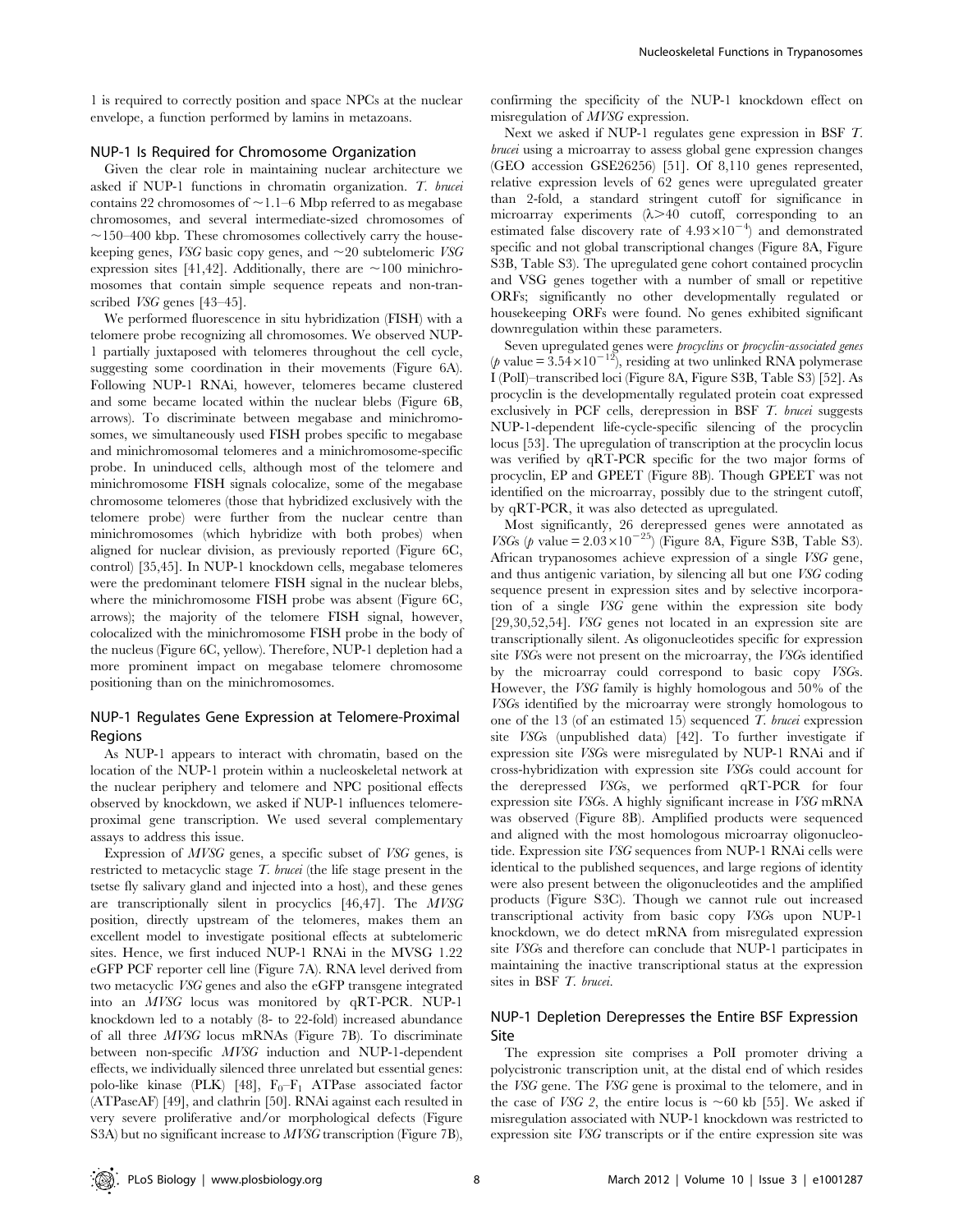1 is required to correctly position and space NPCs at the nuclear envelope, a function performed by lamins in metazoans.

## NUP-1 Is Required for Chromosome Organization

Given the clear role in maintaining nuclear architecture we asked if NUP-1 functions in chromatin organization. *T. brucei* contains 22 chromosomes of ~1.1–6 Mbp referred to as megabase chromosomes, and several intermediate-sized chromosomes of ~150–400 kbp. These chromosomes collectively carry the housekeeping genes, *VSG* basic copy genes, and ~20 subtelomeric *VSG* expression sites [41,42]. Additionally, there are ~100 minichromosomes that contain simple sequence repeats and non-transcribed *VSG* genes [43–45].

We performed fluorescence in situ hybridization (FISH) with a telomere probe recognizing all chromosomes. We observed NUP-1 partially juxtaposed with telomeres throughout the cell cycle, suggesting some coordination in their movements (Figure 6A). Following NUP-1 RNAi, however, telomeres became clustered and some became located within the nuclear blebs (Figure 6B, arrows). To discriminate between megabase and minichromosomes, we simultaneously used FISH probes specific to megabase and minichromosomal telomeres and a minichromosome-specific probe. In uninduced cells, although most of the telomere and minichromosome FISH signals colocalize, some of the megabase chromosome telomeres (those that hybridized exclusively with the telomere probe) were further from the nuclear centre than minichromosomes (which hybridize with both probes) when aligned for nuclear division, as previously reported (Figure 6C, control) [35,45]. In NUP-1 knockdown cells, megabase telomeres were the predominant telomere FISH signal in the nuclear blebs, where the minichromosome FISH probe was absent (Figure 6C, arrows); the majority of the telomere FISH signal, however, colocalized with the minichromosome FISH probe in the body of the nucleus (Figure 6C, yellow). Therefore, NUP-1 depletion had a more prominent impact on megabase telomere chromosome positioning than on the minichromosomes.

## NUP-1 Regulates Gene Expression at Telomere-Proximal Regions

As NUP-1 appears to interact with chromatin, based on the location of the NUP-1 protein within a nucleoskeletal network at the nuclear periphery and telomere and NPC positional effects observed by knockdown, we asked if NUP-1 influences telomere-proximal gene transcription. We used several complementary assays to address this issue.

Expression of *MVSG* genes, a specific subset of *VSG* genes, is restricted to metacyclic stage *T. brucei* (the life stage present in the tsetse fly salivary gland and injected into a host), and these genes are transcriptionally silent in procyclics [46,47]. The *MVSG* position, directly upstream of the telomeres, makes them an excellent model to investigate positional effects at subtelomeric sites. Hence, we first induced NUP-1 RNAi in the MVSG 1.22 eGFP PCF reporter cell line (Figure 7A). RNA level derived from two metacyclic *VSG* genes and also the eGFP transgene integrated into an *MVSG* locus was monitored by qRT-PCR. NUP-1 knockdown led to a notably (8- to 22-fold) increased abundance of all three *MVSG* locus mRNAs (Figure 7B). To discriminate between non-specific *MVSG* induction and NUP-1-dependent effects, we individually silenced three unrelated but essential genes: polo-like kinase (PLK) [48], $F_0$–$F_1$ ATPase associated factor (ATPaseAF) [49], and clathrin [50]. RNAi against each resulted in very severe proliferative and/or morphological defects (Figure S3A) but no significant increase to *MVSG* transcription (Figure 7B), confirming the specificity of the NUP-1 knockdown effect on misregulation of *MVSG* expression.

Next we asked if NUP-1 regulates gene expression in BSF *T. brucei* using a microarray to assess global gene expression changes (GEO accession GSE26256) [51]. Of 8,110 genes represented, relative expression levels of 62 genes were upregulated greater than 2-fold, a standard stringent cutoff for significance in microarray experiments ($\lambda > 40$ cutoff, corresponding to an estimated false discovery rate of $4.93 \times 10^{-4}$) and demonstrated specific and not global transcriptional changes (Figure 8A, Figure S3B, Table S3). The upregulated gene cohort contained procyclin and VSG genes together with a number of small or repetitive ORFs; significantly no other developmentally regulated or housekeeping ORFs were found. No genes exhibited significant downregulation within these parameters.

Seven upregulated genes were *procyclins* or *procyclin-associated genes* ($p$ value $= 3.54 \times 10^{-12}$), residing at two unlinked RNA polymerase I (PolI)–transcribed loci (Figure 8A, Figure S3B, Table S3) [52]. As procyclin is the developmentally regulated protein coat expressed exclusively in PCF cells, derepression in BSF *T. brucei* suggests NUP-1-dependent life-cycle-specific silencing of the procyclin locus [53]. The upregulation of transcription at the procyclin locus was verified by qRT-PCR specific for the two major forms of procyclin, EP and GPEET (Figure 8B). Though GPEET was not identified on the microarray, possibly due to the stringent cutoff, by qRT-PCR, it was also detected as upregulated.

Most significantly, 26 derepressed genes were annotated as *VSG*s ($p$ value $= 2.03 \times 10^{-25}$) (Figure 8A, Figure S3B, Table S3). African trypanosomes achieve expression of a single *VSG* gene, and thus antigenic variation, by silencing all but one *VSG* coding sequence present in expression sites and by selective incorporation of a single *VSG* gene within the expression site body [29,30,52,54]. *VSG* genes not located in an expression site are transcriptionally silent. As oligonucleotides specific for expression site *VSG*s were not present on the microarray, the *VSG*s identified by the microarray could correspond to basic copy *VSG*s. However, the *VSG* family is highly homologous and 50% of the *VSG*s identified by the microarray were strongly homologous to one of the 13 (of an estimated 15) sequenced *T. brucei* expression site *VSG*s (unpublished data) [42]. To further investigate if expression site *VSG*s were misregulated by NUP-1 RNAi and if cross-hybridization with expression site *VSG*s could account for the derepressed *VSG*s, we performed qRT-PCR for four expression site *VSG*s. A highly significant increase in *VSG* mRNA was observed (Figure 8B). Amplified products were sequenced and aligned with the most homologous microarray oligonucleotide. Expression site *VSG* sequences from NUP-1 RNAi cells were identical to the published sequences, and large regions of identity were also present between the oligonucleotides and the amplified products (Figure S3C). Though we cannot rule out increased transcriptional activity from basic copy *VSG*s upon NUP-1 knockdown, we do detect mRNA from misregulated expression site *VSG*s and therefore can conclude that NUP-1 participates in maintaining the inactive transcriptional status at the expression sites in BSF *T. brucei*.

## NUP-1 Depletion Derepresses the Entire BSF Expression Site

The expression site comprises a PolI promoter driving a polycistronic transcription unit, at the distal end of which resides the *VSG* gene. The *VSG* gene is proximal to the telomere, and in the case of *VSG 2*, the entire locus is ~60 kb [55]. We asked if misregulation associated with NUP-1 knockdown was restricted to expression site *VSG* transcripts or if the entire expression site was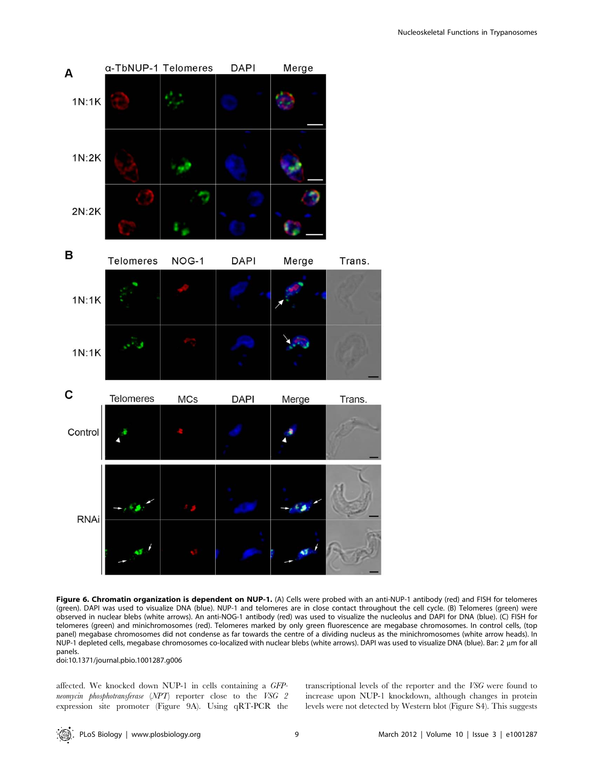**Figure 6. Chromatin organization is dependent on NUP-1.** (A) Cells were probed with an anti-NUP-1 antibody (red) and FISH for telomeres (green). DAPI was used to visualize DNA (blue). NUP-1 and telomeres are in close contact throughout the cell cycle. (B) Telomeres (green) were observed in nuclear blebs (white arrows). An anti-NOG-1 antibody (red) was used to visualize the nucleolus and DAPI for DNA (blue). (C) FISH for telomeres (green) and minichromosomes (red). Telomeres marked by only green fluorescence are megabase chromosomes. In control cells, (top panel) megabase chromosomes did not condense as far towards the centre of a dividing nucleus as the minichromosomes (white arrow heads). In NUP-1 depleted cells, megabase chromosomes co-localized with nuclear blebs (white arrows). DAPI was used to visualize DNA (blue). Bar: 2 µm for all panels.

doi:10.1371/journal.pbio.1001287.g006

affected. We knocked down NUP-1 in cells containing a *GFP-neomycin phosphotransferase* (*NPT*) reporter close to the *VSG 2* expression site promoter (Figure 9A). Using qRT-PCR the transcriptional levels of the reporter and the *VSG* were found to increase upon NUP-1 knockdown, although changes in protein levels were not detected by Western blot (Figure S4). This suggests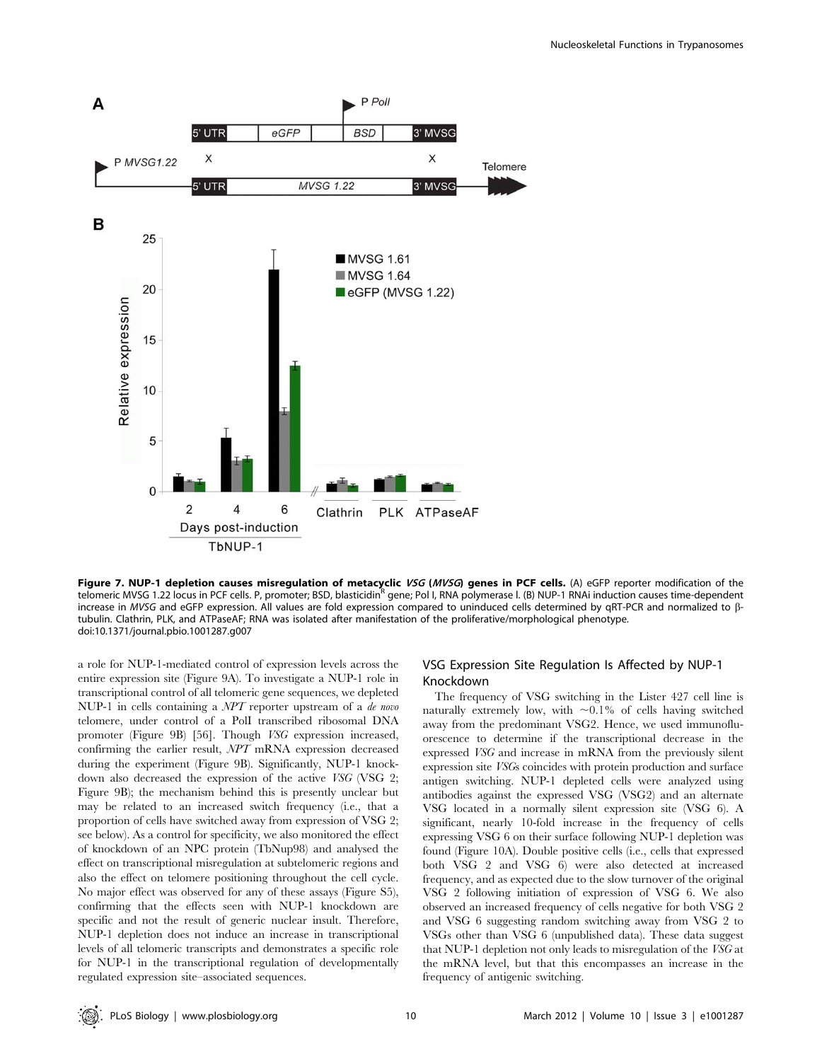**Figure 7. NUP-1 depletion causes misregulation of metacyclic *VSG* (*MVSG*) genes in PCF cells.** (A) eGFP reporter modification of the telomeric MVSG 1.22 locus in PCF cells. P, promoter; BSD, blasticidin[R] gene; Pol I, RNA polymerase I. (B) NUP-1 RNAi induction causes time-dependent increase in *MVSG* and eGFP expression. All values are fold expression compared to uninduced cells determined by qRT-PCR and normalized to β-tubulin. Clathrin, PLK, and ATPaseAF; RNA was isolated after manifestation of the proliferative/morphological phenotype.
doi:10.1371/journal.pbio.1001287.g007

a role for NUP-1-mediated control of expression levels across the entire expression site (Figure 9A). To investigate a NUP-1 role in transcriptional control of all telomeric gene sequences, we depleted NUP-1 in cells containing a *NPT* reporter upstream of a *de novo* telomere, under control of a PolI transcribed ribosomal DNA promoter (Figure 9B) [56]. Though *VSG* expression increased, confirming the earlier result, *NPT* mRNA expression decreased during the experiment (Figure 9B). Significantly, NUP-1 knockdown also decreased the expression of the active *VSG* (VSG 2; Figure 9B); the mechanism behind this is presently unclear but may be related to an increased switch frequency (i.e., that a proportion of cells have switched away from expression of VSG 2; see below). As a control for specificity, we also monitored the effect of knockdown of an NPC protein (TbNup98) and analysed the effect on transcriptional misregulation at subtelomeric regions and also the effect on telomere positioning throughout the cell cycle. No major effect was observed for any of these assays (Figure S5), confirming that the effects seen with NUP-1 knockdown are specific and not the result of generic nuclear insult. Therefore, NUP-1 depletion does not induce an increase in transcriptional levels of all telomeric transcripts and demonstrates a specific role for NUP-1 in the transcriptional regulation of developmentally regulated expression site–associated sequences.

## VSG Expression Site Regulation Is Affected by NUP-1 Knockdown

The frequency of VSG switching in the Lister 427 cell line is naturally extremely low, with ~0.1% of cells having switched away from the predominant VSG2. Hence, we used immunofluorescence to determine if the transcriptional decrease in the expressed *VSG* and increase in mRNA from the previously silent expression site *VSG*s coincides with protein production and surface antigen switching. NUP-1 depleted cells were analyzed using antibodies against the expressed VSG (VSG2) and an alternate VSG located in a normally silent expression site (VSG 6). A significant, nearly 10-fold increase in the frequency of cells expressing VSG 6 on their surface following NUP-1 depletion was found (Figure 10A). Double positive cells (i.e., cells that expressed both VSG 2 and VSG 6) were also detected at increased frequency, and as expected due to the slow turnover of the original VSG 2 following initiation of expression of VSG 6. We also observed an increased frequency of cells negative for both VSG 2 and VSG 6 suggesting random switching away from VSG 2 to VSGs other than VSG 6 (unpublished data). These data suggest that NUP-1 depletion not only leads to misregulation of the *VSG* at the mRNA level, but that this encompasses an increase in the frequency of antigenic switching.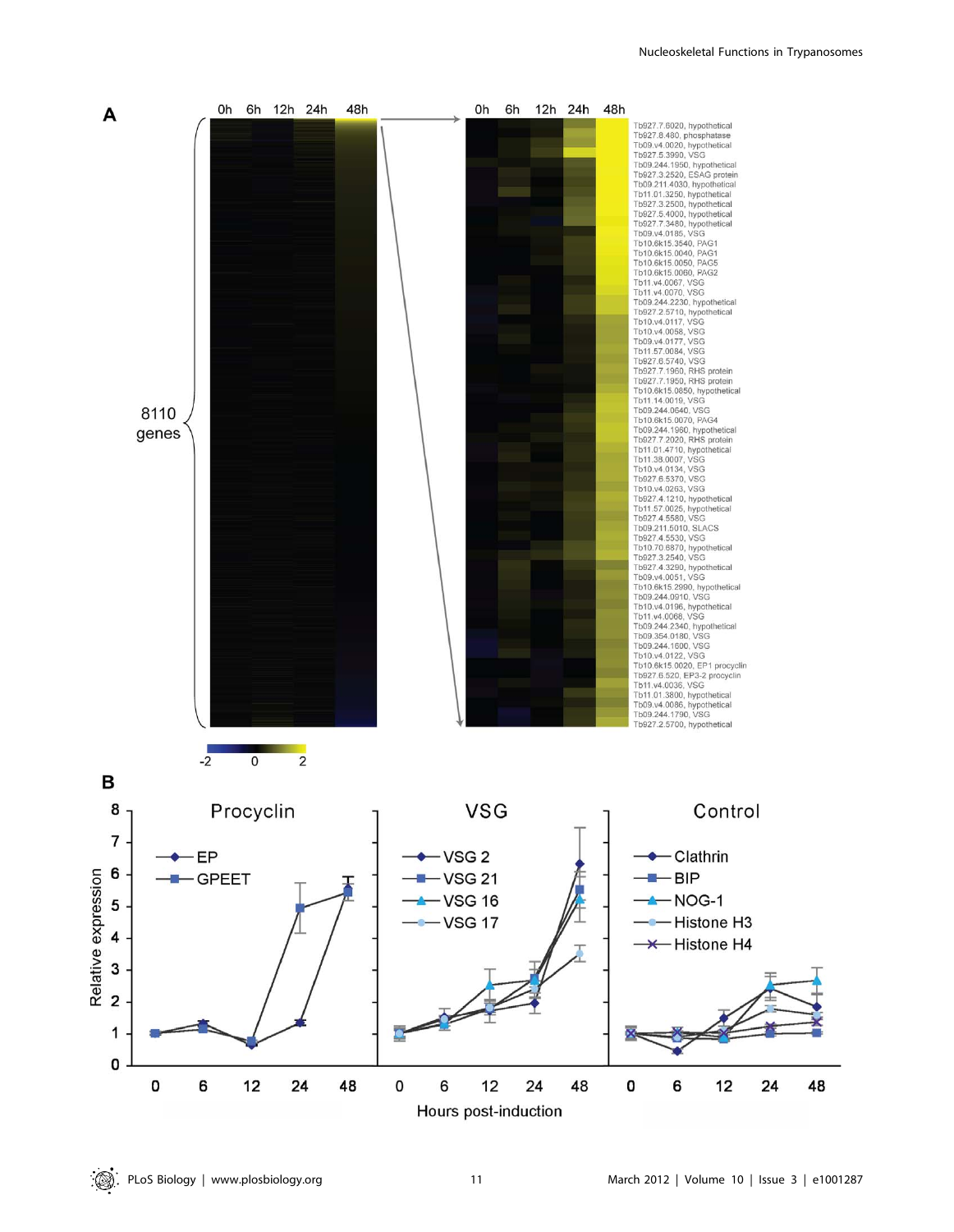**A**

0h 6h 12h 24h 48h

8110 genes

0h 6h 12h 24h 48h

Tb927.7.6020, hypothetical
Tb927.8.480, phosphatase
Tb09.v4.0020, hypothetical
Tb927.5.3990, VSG
Tb09.244.1950, hypothetical
Tb927.3.2520, ESAG protein
Tb09.211.4030, hypothetical
Tb11.01.3250, hypothetical
Tb927.3.2500, hypothetical
Tb927.5.4000, hypothetical
Tb927.7.3480, hypothetical
Tb09.v4.0185, VSG
Tb10.6k15.3540, PAG1
Tb10.6k15.0040, PAG1
Tb10.6k15.0050, PAG5
Tb10.6k15.0060, PAG2
Tb11.v4.0067, VSG
Tb11.v4.0070, VSG
Tb09.244.2230, hypothetical
Tb927.2.5710, hypothetical
Tb10.v4.0117, VSG
Tb10.v4.0058, VSG
Tb09.v4.0177, VSG
Tb11.57.0084, VSG
Tb927.6.5740, VSG
Tb927.7.1960, RHS protein
Tb927.7.1950, RHS protein
Tb10.6k15.0850, hypothetical
Tb11.14.0019, VSG
Tb09.244.0640, VSG
Tb10.6k15.0070, PAG4
Tb09.244.1960, hypothetical
Tb927.7.2020, RHS protein
Tb11.01.4710, hypothetical
Tb11.38.0007, VSG
Tb10.v4.0134, VSG
Tb927.6.5370, VSG
Tb10.v4.0263, VSG
Tb927.4.1210, hypothetical
Tb11.57.0025, hypothetical
Tb927.4.5580, VSG
Tb09.211.5010, SLACS
Tb927.4.5530, VSG
Tb10.70.6870, hypothetical
Tb927.3.2540, VSG
Tb927.4.3290, hypothetical
Tb09.v4.0051, VSG
Tb10.6k15.2990, hypothetical
Tb09.244.0910, VSG
Tb10.v4.0196, hypothetical
Tb11.v4.0068, VSG
Tb09.244.2340, hypothetical
Tb09.354.0180, VSG
Tb09.244.1600, VSG
Tb10.v4.0122, VSG
Tb10.6k15.0020, EP1 procyclin
Tb927.6.520, EP3-2 procyclin
Tb11.v4.0036, VSG
Tb11.01.3800, hypothetical
Tb09.v4.0086, hypothetical
Tb09.244.1790, VSG
Tb927.2.5700, hypothetical

-2 0 2

**B**

Procyclin: EP, GPEET

VSG: VSG 2, VSG 21, VSG 16, VSG 17

Control: Clathrin, BIP, NOG-1, Histone H3, Histone H4

Relative expression

Hours post-induction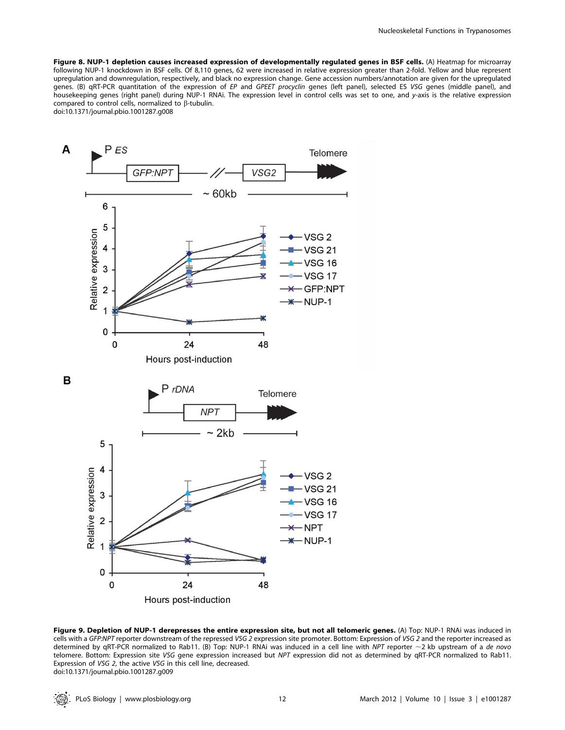**Figure 8. NUP-1 depletion causes increased expression of developmentally regulated genes in BSF cells.** (A) Heatmap for microarray following NUP-1 knockdown in BSF cells. Of 8,110 genes, 62 were increased in relative expression greater than 2-fold. Yellow and blue represent upregulation and downregulation, respectively, and black no expression change. Gene accession numbers/annotation are given for the upregulated genes. (B) qRT-PCR quantitation of the expression of *EP* and *GPEET procyclin* genes (left panel), selected ES *VSG* genes (middle panel), and housekeeping genes (right panel) during NUP-1 RNAi. The expression level in control cells was set to one, and *y*-axis is the relative expression compared to control cells, normalized to β-tubulin.
doi:10.1371/journal.pbio.1001287.g008

**Figure 9. Depletion of NUP-1 derepresses the entire expression site, but not all telomeric genes.** (A) Top: NUP-1 RNAi was induced in cells with a *GFP:NPT* reporter downstream of the repressed *VSG 2* expression site promoter. Bottom: Expression of *VSG 2* and the reporter increased as determined by qRT-PCR normalized to Rab11. (B) Top: NUP-1 RNAi was induced in a cell line with *NPT* reporter ~2 kb upstream of a *de novo* telomere. Bottom: Expression site *VSG* gene expression increased but *NPT* expression did not as determined by qRT-PCR normalized to Rab11. Expression of *VSG 2*, the active *VSG* in this cell line, decreased.
doi:10.1371/journal.pbio.1001287.g009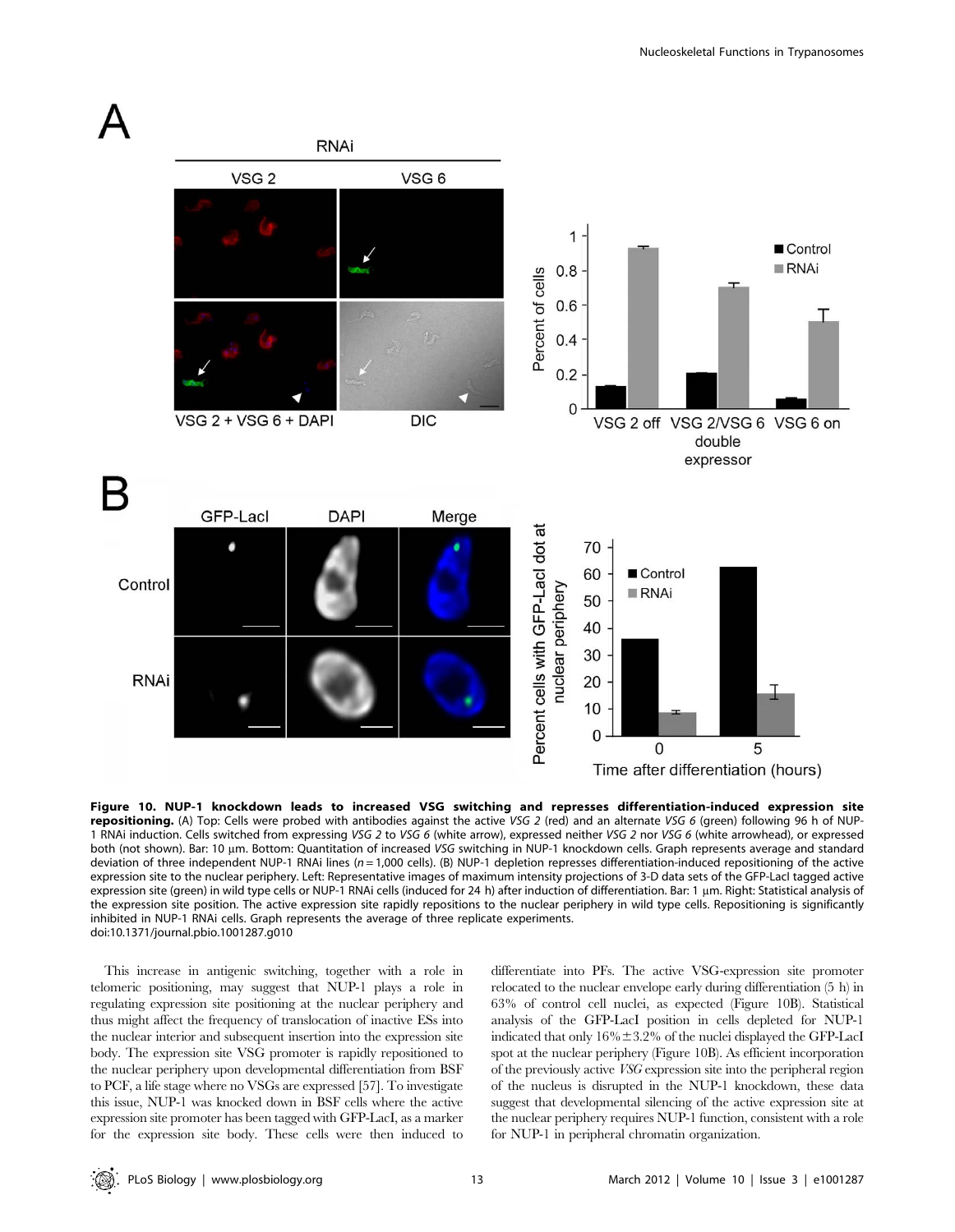**Figure 10. NUP-1 knockdown leads to increased VSG switching and represses differentiation-induced expression site repositioning.** (A) Top: Cells were probed with antibodies against the active *VSG 2* (red) and an alternate *VSG 6* (green) following 96 h of NUP-1 RNAi induction. Cells switched from expressing *VSG 2* to *VSG 6* (white arrow), expressed neither *VSG 2* nor *VSG 6* (white arrowhead), or expressed both (not shown). Bar: 10 µm. Bottom: Quantitation of increased *VSG* switching in NUP-1 knockdown cells. Graph represents average and standard deviation of three independent NUP-1 RNAi lines ($n = 1{,}000$ cells). (B) NUP-1 depletion represses differentiation-induced repositioning of the active expression site to the nuclear periphery. Left: Representative images of maximum intensity projections of 3-D data sets of the GFP-LacI tagged active expression site (green) in wild type cells or NUP-1 RNAi cells (induced for 24 h) after induction of differentiation. Bar: 1 µm. Right: Statistical analysis of the expression site position. The active expression site rapidly repositions to the nuclear periphery in wild type cells. Repositioning is significantly inhibited in NUP-1 RNAi cells. Graph represents the average of three replicate experiments.
doi:10.1371/journal.pbio.1001287.g010

This increase in antigenic switching, together with a role in telomeric positioning, may suggest that NUP-1 plays a role in regulating expression site positioning at the nuclear periphery and thus might affect the frequency of translocation of inactive ESs into the nuclear interior and subsequent insertion into the expression site body. The expression site VSG promoter is rapidly repositioned to the nuclear periphery upon developmental differentiation from BSF to PCF, a life stage where no VSGs are expressed [57]. To investigate this issue, NUP-1 was knocked down in BSF cells where the active expression site promoter has been tagged with GFP-LacI, as a marker for the expression site body. These cells were then induced to differentiate into PFs. The active VSG-expression site promoter relocated to the nuclear envelope early during differentiation (5 h) in 63% of control cell nuclei, as expected (Figure 10B). Statistical analysis of the GFP-LacI position in cells depleted for NUP-1 indicated that only 16%±3.2% of the nuclei displayed the GFP-LacI spot at the nuclear periphery (Figure 10B). As efficient incorporation of the previously active *VSG* expression site into the peripheral region of the nucleus is disrupted in the NUP-1 knockdown, these data suggest that developmental silencing of the active expression site at the nuclear periphery requires NUP-1 function, consistent with a role for NUP-1 in peripheral chromatin organization.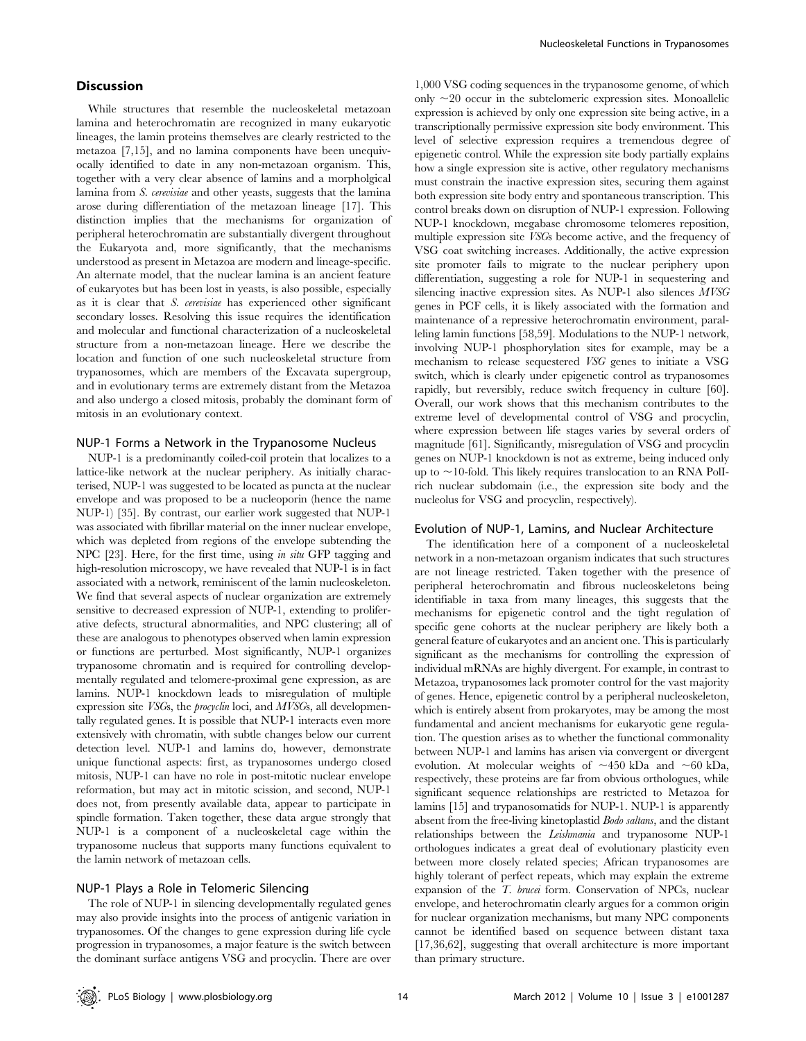## Discussion

While structures that resemble the nucleoskeletal metazoan lamina and heterochromatin are recognized in many eukaryotic lineages, the lamin proteins themselves are clearly restricted to the metazoa [7,15], and no lamina components have been unequivocally identified to date in any non-metazoan organism. This, together with a very clear absence of lamins and a morpholgical lamina from *S. cerevisiae* and other yeasts, suggests that the lamina arose during differentiation of the metazoan lineage [17]. This distinction implies that the mechanisms for organization of peripheral heterochromatin are substantially divergent throughout the Eukaryota and, more significantly, that the mechanisms understood as present in Metazoa are modern and lineage-specific. An alternate model, that the nuclear lamina is an ancient feature of eukaryotes but has been lost in yeasts, is also possible, especially as it is clear that *S. cerevisiae* has experienced other significant secondary losses. Resolving this issue requires the identification and molecular and functional characterization of a nucleoskeletal structure from a non-metazoan lineage. Here we describe the location and function of one such nucleoskeletal structure from trypanosomes, which are members of the Excavata supergroup, and in evolutionary terms are extremely distant from the Metazoa and also undergo a closed mitosis, probably the dominant form of mitosis in an evolutionary context.

### NUP-1 Forms a Network in the Trypanosome Nucleus

NUP-1 is a predominantly coiled-coil protein that localizes to a lattice-like network at the nuclear periphery. As initially characterised, NUP-1 was suggested to be located as puncta at the nuclear envelope and was proposed to be a nucleoporin (hence the name NUP-1) [35]. By contrast, our earlier work suggested that NUP-1 was associated with fibrillar material on the inner nuclear envelope, which was depleted from regions of the envelope subtending the NPC [23]. Here, for the first time, using *in situ* GFP tagging and high-resolution microscopy, we have revealed that NUP-1 is in fact associated with a network, reminiscent of the lamin nucleoskeleton. We find that several aspects of nuclear organization are extremely sensitive to decreased expression of NUP-1, extending to proliferative defects, structural abnormalities, and NPC clustering; all of these are analogous to phenotypes observed when lamin expression or functions are perturbed. Most significantly, NUP-1 organizes trypanosome chromatin and is required for controlling developmentally regulated and telomere-proximal gene expression, as are lamins. NUP-1 knockdown leads to misregulation of multiple expression site *VSG*s, the *procyclin* loci, and *MVSG*s, all developmentally regulated genes. It is possible that NUP-1 interacts even more extensively with chromatin, with subtle changes below our current detection level. NUP-1 and lamins do, however, demonstrate unique functional aspects: first, as trypanosomes undergo closed mitosis, NUP-1 can have no role in post-mitotic nuclear envelope reformation, but may act in mitotic scission, and second, NUP-1 does not, from presently available data, appear to participate in spindle formation. Taken together, these data argue strongly that NUP-1 is a component of a nucleoskeletal cage within the trypanosome nucleus that supports many functions equivalent to the lamin network of metazoan cells.

### NUP-1 Plays a Role in Telomeric Silencing

The role of NUP-1 in silencing developmentally regulated genes may also provide insights into the process of antigenic variation in trypanosomes. Of the changes to gene expression during life cycle progression in trypanosomes, a major feature is the switch between the dominant surface antigens VSG and procyclin. There are over 1,000 VSG coding sequences in the trypanosome genome, of which only ~20 occur in the subtelomeric expression sites. Monoallelic expression is achieved by only one expression site being active, in a transcriptionally permissive expression site body environment. This level of selective expression requires a tremendous degree of epigenetic control. While the expression site body partially explains how a single expression site is active, other regulatory mechanisms must constrain the inactive expression sites, securing them against both expression site body entry and spontaneous transcription. This control breaks down on disruption of NUP-1 expression. Following NUP-1 knockdown, megabase chromosome telomeres reposition, multiple expression site *VSG*s become active, and the frequency of VSG coat switching increases. Additionally, the active expression site promoter fails to migrate to the nuclear periphery upon differentiation, suggesting a role for NUP-1 in sequestering and silencing inactive expression sites. As NUP-1 also silences *MVSG* genes in PCF cells, it is likely associated with the formation and maintenance of a repressive heterochromatin environment, paralleling lamin functions [58,59]. Modulations to the NUP-1 network, involving NUP-1 phosphorylation sites for example, may be a mechanism to release sequestered *VSG* genes to initiate a VSG switch, which is clearly under epigenetic control as trypanosomes rapidly, but reversibly, reduce switch frequency in culture [60]. Overall, our work shows that this mechanism contributes to the extreme level of developmental control of VSG and procyclin, where expression between life stages varies by several orders of magnitude [61]. Significantly, misregulation of VSG and procyclin genes on NUP-1 knockdown is not as extreme, being induced only up to ~10-fold. This likely requires translocation to an RNA PolI-rich nuclear subdomain (i.e., the expression site body and the nucleolus for VSG and procyclin, respectively).

### Evolution of NUP-1, Lamins, and Nuclear Architecture

The identification here of a component of a nucleoskeletal network in a non-metazoan organism indicates that such structures are not lineage restricted. Taken together with the presence of peripheral heterochromatin and fibrous nucleoskeletons being identifiable in taxa from many lineages, this suggests that the mechanisms for epigenetic control and the tight regulation of specific gene cohorts at the nuclear periphery are likely both a general feature of eukaryotes and an ancient one. This is particularly significant as the mechanisms for controlling the expression of individual mRNAs are highly divergent. For example, in contrast to Metazoa, trypanosomes lack promoter control for the vast majority of genes. Hence, epigenetic control by a peripheral nucleoskeleton, which is entirely absent from prokaryotes, may be among the most fundamental and ancient mechanisms for eukaryotic gene regulation. The question arises as to whether the functional commonality between NUP-1 and lamins has arisen via convergent or divergent evolution. At molecular weights of ~450 kDa and ~60 kDa, respectively, these proteins are far from obvious orthologues, while significant sequence relationships are restricted to Metazoa for lamins [15] and trypanosomatids for NUP-1. NUP-1 is apparently absent from the free-living kinetoplastid *Bodo saltans*, and the distant relationships between the *Leishmania* and trypanosome NUP-1 orthologues indicates a great deal of evolutionary plasticity even between more closely related species; African trypanosomes are highly tolerant of perfect repeats, which may explain the extreme expansion of the *T. brucei* form. Conservation of NPCs, nuclear envelope, and heterochromatin clearly argues for a common origin for nuclear organization mechanisms, but many NPC components cannot be identified based on sequence between distant taxa [17,36,62], suggesting that overall architecture is more important than primary structure.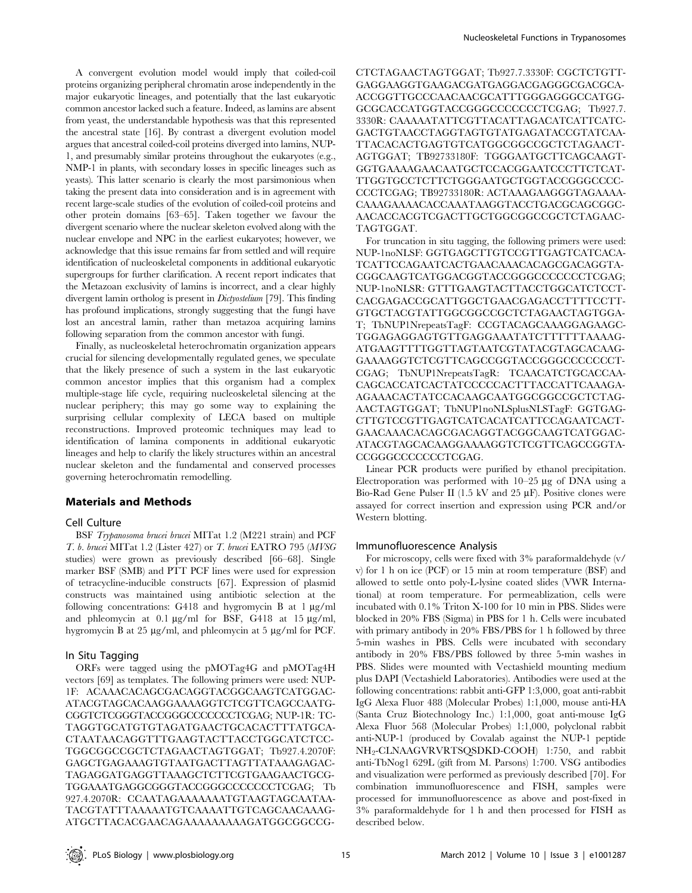A convergent evolution model would imply that coiled-coil proteins organizing peripheral chromatin arose independently in the major eukaryotic lineages, and potentially that the last eukaryotic common ancestor lacked such a feature. Indeed, as lamins are absent from yeast, the understandable hypothesis was that this represented the ancestral state [16]. By contrast a divergent evolution model argues that ancestral coiled-coil proteins diverged into lamins, NUP-1, and presumably similar proteins throughout the eukaryotes (e.g., NMP-1 in plants, with secondary losses in specific lineages such as yeasts). This latter scenario is clearly the most parsimonious when taking the present data into consideration and is in agreement with recent large-scale studies of the evolution of coiled-coil proteins and other protein domains [63–65]. Taken together we favour the divergent scenario where the nuclear skeleton evolved along with the nuclear envelope and NPC in the earliest eukaryotes; however, we acknowledge that this issue remains far from settled and will require identification of nucleoskeletal components in additional eukaryotic supergroups for further clarification. A recent report indicates that the Metazoan exclusivity of lamins is incorrect, and a clear highly divergent lamin ortholog is present in *Dictyostelium* [79]. This finding has profound implications, strongly suggesting that the fungi have lost an ancestral lamin, rather than metazoa acquiring lamins following separation from the common ancestor with fungi.

Finally, as nucleoskeletal heterochromatin organization appears crucial for silencing developmentally regulated genes, we speculate that the likely presence of such a system in the last eukaryotic common ancestor implies that this organism had a complex multiple-stage life cycle, requiring nucleoskeletal silencing at the nuclear periphery; this may go some way to explaining the surprising cellular complexity of LECA based on multiple reconstructions. Improved proteomic techniques may lead to identification of lamina components in additional eukaryotic lineages and help to clarify the likely structures within an ancestral nuclear skeleton and the fundamental and conserved processes governing heterochromatin remodelling.

## Materials and Methods

### Cell Culture

BSF *Trypanosoma brucei brucei* MITat 1.2 (M221 strain) and PCF *T. b. brucei* MITat 1.2 (Lister 427) or *T. brucei* EATRO 795 (*MVSG* studies) were grown as previously described [66–68]. Single marker BSF (SMB) and PTT PCF lines were used for expression of tetracycline-inducible constructs [67]. Expression of plasmid constructs was maintained using antibiotic selection at the following concentrations: G418 and hygromycin B at 1 µg/ml and phleomycin at 0.1 µg/ml for BSF, G418 at 15 µg/ml, hygromycin B at 25 µg/ml, and phleomycin at 5 µg/ml for PCF.

### In Situ Tagging

ORFs were tagged using the pMOTag4G and pMOTag4H vectors [69] as templates. The following primers were used: NUP-1F: ACAAACACAGCGACAGGTACGGCAAGTCATGGACATACGTAGCACAAGGAAAAGGTCTCGTTCAGCCAATGCGGTCTCGGGTACCGGGCCCCCCCTCGAG; NUP-1R: TCTAGGTGCATGTGTAGATGAACTGCACACTTTATGCACTAATAACAGGTTTGAAGTACTTACCTGGCATCTCCTGGCGGCCGCTCTAGAACTAGTGGAT; Tb927.4.2070F: GAGCTGAGAAAGTGTAATGACTTAGTTATAAAGAGACTAGAGGATGAGGTTAAAGCTCTTCGTGAAGAACTGCGTGGAAATGAGGCGGGTACCGGGCCCCCCCTCGAG; Tb927.4.2070R: CCAATAGAAAAAAATGTAAGTAGCAATAATACGTATTTAAAAATGTCAAAATTGTCAGCAACAAAGATGCTTACACGAACAGAAAAAAAAAGATGGCGGCCGCTCTAGAACTAGTGGAT; Tb927.7.3330F: CGCTCTGTTGAGGAAGGTGAAGACGATGAGGACGAGGGCGACGCAACCGGTTGCCCAACAACGCATTTGGGAGGGCCATGGGCGCACCATGGTACCGGGCCCCCCCTCGAG; Tb927.7.3330R: CAAAAATATTCGTTACATTAGACATCATTCATCGACTGTAACCTAGGTAGTGTATGAGATACCGTATCAATTACACACTGAGTGTCATGGCGGCCGCTCTAGAACTAGTGGAT; TB92733180F: TGGGAATGCTTCAGCAAGTGGTGAAAAGAACAATGCTCCACGGAATCCCTTCTCATTTGGTGCCTCTTCTGGGAATGCTGGTACCGGGCCCCCCCTCGAG; TB92733180R: ACTAAAGAAGGGTAGAAAACAAAGAAAACACCAAATAAGGTACCTGACGCAGCGGCAACACCACGTCGACTTGCTGGCGGCCGCTCTAGAACTAGTGGAT.

For truncation in situ tagging, the following primers were used: NUP-1noNLSF: GGTGAGCTTGTCCGTTGAGTCATCACATCATTCCAGAATCACTGAACAAACACAGCGACAGGTACGGCAAGTCATGGACGGTACCGGGCCCCCCCTCGAG; NUP-1noNLSR: GTTTGAAGTACTTACCTGGCATCTCCTCACGAGACCGCATTGGCTGAACGAGACCTTTTCCTTGTGCTACGTATTGGCGGCCGCTCTAGAACTAGTGGAT; TbNUP1NrepeatsTagF: CCGTACAGCAAAGGAGAAGCTGGAGAGGAGTGTTGAGGAAATATCTTTTTTAAAAGATGAAGTTTTGGTTAGTAATCGTATACGTAGCACAAGGAAAAGGTCTCGTTCAGCCGGTACCGGGCCCCCCCTCGAG; TbNUP1NrepeatsTagR: TCAACATCTGCACCAACAGCACCATCACTATCCCCCACTTTACCATTCAAAGAAGAAACACTATCCACAAGCAATGGCGGCCGCTCTAGAACTAGTGGAT; TbNUP1noNLSplusNLSTagF: GGTGAGCTTGTCCGTTGAGTCATCACATCATTCCAGAATCACTGAACAAACACAGCGACAGGTACGGCAAGTCATGGACATACGTAGCACAAGGAAAAGGTCTCGTTCAGCCGGTACCGGGCCCCCCCTCGAG.

Linear PCR products were purified by ethanol precipitation. Electroporation was performed with 10–25 µg of DNA using a Bio-Rad Gene Pulser II (1.5 kV and 25 µF). Positive clones were assayed for correct insertion and expression using PCR and/or Western blotting.

### Immunofluorescence Analysis

For microscopy, cells were fixed with 3% paraformaldehyde (v/v) for 1 h on ice (PCF) or 15 min at room temperature (BSF) and allowed to settle onto poly-L-lysine coated slides (VWR International) at room temperature. For permeablization, cells were incubated with 0.1% Triton X-100 for 10 min in PBS. Slides were blocked in 20% FBS (Sigma) in PBS for 1 h. Cells were incubated with primary antibody in 20% FBS/PBS for 1 h followed by three 5-min washes in PBS. Cells were incubated with secondary antibody in 20% FBS/PBS followed by three 5-min washes in PBS. Slides were mounted with Vectashield mounting medium plus DAPI (Vectashield Laboratories). Antibodies were used at the following concentrations: rabbit anti-GFP 1:3,000, goat anti-rabbit IgG Alexa Fluor 488 (Molecular Probes) 1:1,000, mouse anti-HA (Santa Cruz Biotechnology Inc.) 1:1,000, goat anti-mouse IgG Alexa Fluor 568 (Molecular Probes) 1:1,000, polyclonal rabbit anti-NUP-1 (produced by Covalab against the NUP-1 peptide $NH_2$-CLNAAGVRVRTSQSDKD-COOH) 1:750, and rabbit anti-TbNog1 629L (gift from M. Parsons) 1:700. VSG antibodies and visualization were performed as previously described [70]. For combination immunofluorescence and FISH, samples were processed for immunofluorescence as above and post-fixed in 3% paraformaldehyde for 1 h and then processed for FISH as described below.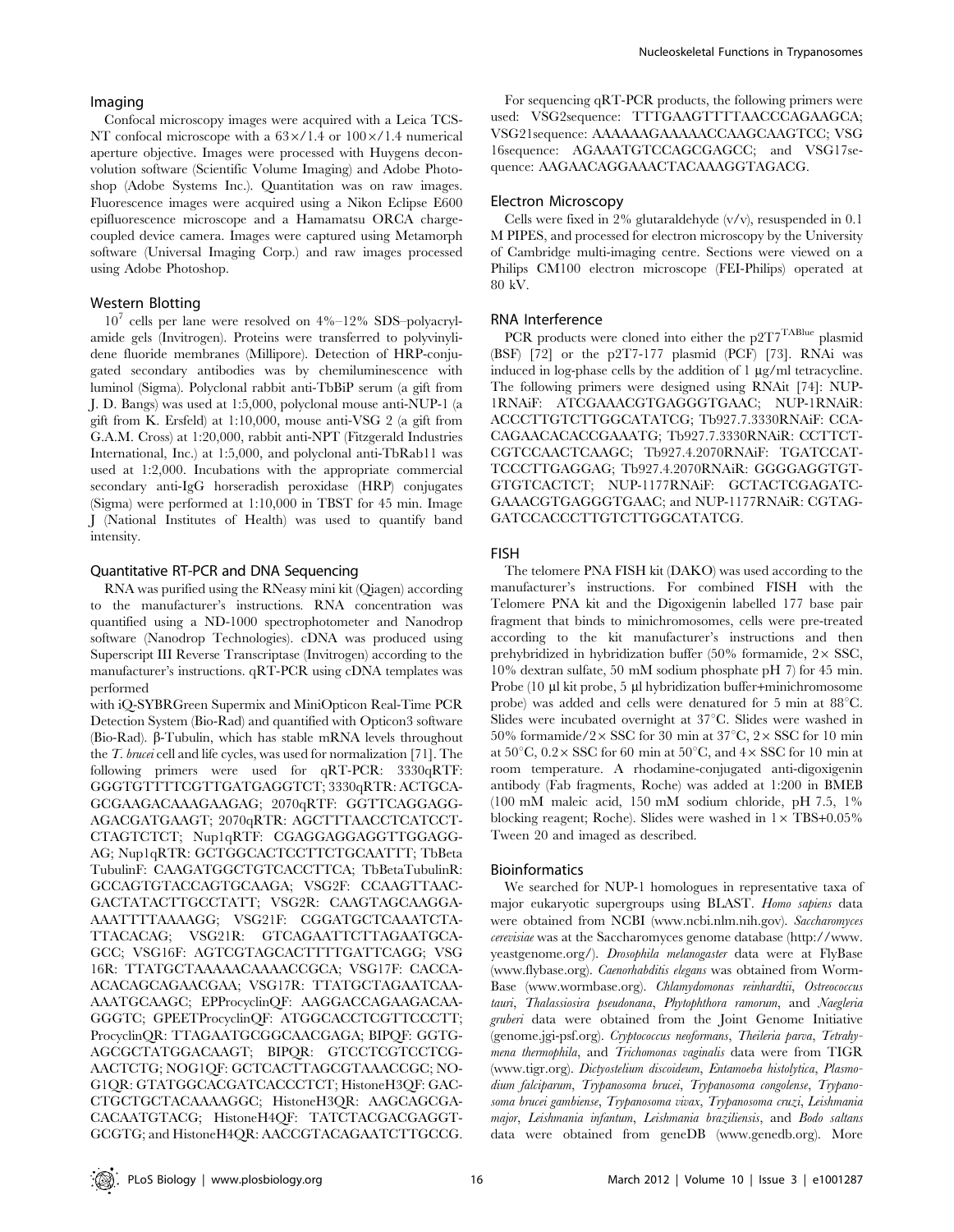### Imaging

Confocal microscopy images were acquired with a Leica TCS-NT confocal microscope with a 63×/1.4 or 100×/1.4 numerical aperture objective. Images were processed with Huygens deconvolution software (Scientific Volume Imaging) and Adobe Photoshop (Adobe Systems Inc.). Quantitation was on raw images. Fluorescence images were acquired using a Nikon Eclipse E600 epifluorescence microscope and a Hamamatsu ORCA charge-coupled device camera. Images were captured using Metamorph software (Universal Imaging Corp.) and raw images processed using Adobe Photoshop.

### Western Blotting

$10^7$ cells per lane were resolved on 4%–12% SDS–polyacrylamide gels (Invitrogen). Proteins were transferred to polyvinylidene fluoride membranes (Millipore). Detection of HRP-conjugated secondary antibodies was by chemiluminescence with luminol (Sigma). Polyclonal rabbit anti-TbBiP serum (a gift from J. D. Bangs) was used at 1:5,000, polyclonal mouse anti-NUP-1 (a gift from K. Ersfeld) at 1:10,000, mouse anti-VSG 2 (a gift from G.A.M. Cross) at 1:20,000, rabbit anti-NPT (Fitzgerald Industries International, Inc.) at 1:5,000, and polyclonal anti-TbRab11 was used at 1:2,000. Incubations with the appropriate commercial secondary anti-IgG horseradish peroxidase (HRP) conjugates (Sigma) were performed at 1:10,000 in TBST for 45 min. Image J (National Institutes of Health) was used to quantify band intensity.

### Quantitative RT-PCR and DNA Sequencing

RNA was purified using the RNeasy mini kit (Qiagen) according to the manufacturer's instructions. RNA concentration was quantified using a ND-1000 spectrophotometer and Nanodrop software (Nanodrop Technologies). cDNA was produced using Superscript III Reverse Transcriptase (Invitrogen) according to the manufacturer's instructions. qRT-PCR using cDNA templates was performed with iQ-SYBRGreen Supermix and MiniOpticon Real-Time PCR Detection System (Bio-Rad) and quantified with Opticon3 software (Bio-Rad). β-Tubulin, which has stable mRNA levels throughout the *T. brucei* cell and life cycles, was used for normalization [71]. The following primers were used for qRT-PCR: 3330qRTF: GGGTGTTTTCGTTGATGAGGTCT; 3330qRTR: ACTGCAGCGAAGACAAAGAAGAG; 2070qRTF: GGTTCAGGAGGAGACGATGAAGT; 2070qRTR: AGCTTTAACCTCATCCTCTAGTCTCT; Nup1qRTF: CGAGGAGGAGGTTGGAGGAG; Nup1qRTR: GCTGGCACTCCTTCTGCAATTT; TbBeta TubulinF: CAAGATGGCTGTCACCTTCA; TbBetaTubulinR: GCCAGTGTACCAGTGCAAGA; VSG2F: CCAAGTTAACGACTATACTTGCCTATT; VSG2R: CAAGTAGCAAGGAAAATTTTAAAAGG; VSG21F: CGGATGCTCAAATCTATTACACAG; VSG21R: GTCAGAATTCTTAGAATGCAGCC; VSG16F: AGTCGTAGCACTTTTGATTCAGG; VSG 16R: TTATGCTAAAAACAAAACCGCA; VSG17F: CACCAACACAGCAGAACGAA; VSG17R: TTATGCTAGAATCAAAATGCAAGC; EPProcyclinQF: AAGGACCAGAAGACAAGGGTC; GPEETProcyclinQF: ATGGCACCTCGTTCCCTT; ProcyclinQR: TTAGAATGCGGCAACGAGA; BIPQF: GGTGAGCGCTATGGACAAGT; BIPQR: GTCCTCGTCCTCGAACTCTG; NOG1QF: GCTCACTTAGCGTAAACCGC; NOG1QR: GTATGGCACGATCACCCTCT; HistoneH3QF: GACCTGCTGCTACAAAAGGC; HistoneH3QR: AAGCAGCGACACAATGTACG; HistoneH4QF: TATCTACGACGAGGTGCGTG; and HistoneH4QR: AACCGTACAGAATCTTGCCG.

For sequencing qRT-PCR products, the following primers were used: VSG2sequence: TTTGAAGTTTTAACCCAGAAGCA; VSG21sequence: AAAAAAGAAAAACCAAGCAAGTCC; VSG 16sequence: AGAAATGTCCAGCGAGCC; and VSG17sequence: AAGAACAGGAAACTACAAAGGTAGACG.

### Electron Microscopy

Cells were fixed in 2% glutaraldehyde (v/v), resuspended in 0.1 M PIPES, and processed for electron microscopy by the University of Cambridge multi-imaging centre. Sections were viewed on a Philips CM100 electron microscope (FEI-Philips) operated at 80 kV.

### RNA Interference

PCR products were cloned into either the p2T7$^{TABlue}$ plasmid (BSF) [72] or the p2T7-177 plasmid (PCF) [73]. RNAi was induced in log-phase cells by the addition of 1 µg/ml tetracycline. The following primers were designed using RNAit [74]: NUP-1RNAiF: ATCGAAACGTGAGGGTGAAC; NUP-1RNAiR: ACCCTTGTCTTGGCATATCG; Tb927.7.3330RNAiF: CCACAGAACACACCGAAATG; Tb927.7.3330RNAiR: CCTTCTCGTCCAACTCAAGC; Tb927.4.2070RNAiF: TGATCCATTCCCTTGAGGAG; Tb927.4.2070RNAiR: GGGGAGGTGTGTGTCACTCT; NUP-1177RNAiF: GCTACTCGAGATCGAAACGTGAGGGTGAAC; and NUP-1177RNAiR: CGTAGGATCCACCCTTGTCTTGGCATATCG.

### FISH

The telomere PNA FISH kit (DAKO) was used according to the manufacturer's instructions. For combined FISH with the Telomere PNA kit and the Digoxigenin labelled 177 base pair fragment that binds to minichromosomes, cells were pre-treated according to the kit manufacturer's instructions and then prehybridized in hybridization buffer (50% formamide, 2× SSC, 10% dextran sulfate, 50 mM sodium phosphate pH 7) for 45 min. Probe (10 µl kit probe, 5 µl hybridization buffer+minichromosome probe) was added and cells were denatured for 5 min at 88°C. Slides were incubated overnight at 37°C. Slides were washed in 50% formamide/2× SSC for 30 min at 37°C, 2× SSC for 10 min at 50°C, 0.2× SSC for 60 min at 50°C, and 4× SSC for 10 min at room temperature. A rhodamine-conjugated anti-digoxigenin antibody (Fab fragments, Roche) was added at 1:200 in BMEB (100 mM maleic acid, 150 mM sodium chloride, pH 7.5, 1% blocking reagent; Roche). Slides were washed in 1× TBS+0.05% Tween 20 and imaged as described.

### Bioinformatics

We searched for NUP-1 homologues in representative taxa of major eukaryotic supergroups using BLAST. *Homo sapiens* data were obtained from NCBI (www.ncbi.nlm.nih.gov). *Saccharomyces cerevisiae* was at the Saccharomyces genome database (http://www.yeastgenome.org/). *Drosophila melanogaster* data were at FlyBase (www.flybase.org). *Caenorhabditis elegans* was obtained from WormBase (www.wormbase.org). *Chlamydomonas reinhardtii*, *Ostreococcus tauri*, *Thalassiosira pseudonana*, *Phytophthora ramorum*, and *Naegleria gruberi* data were obtained from the Joint Genome Initiative (genome.jgi-psf.org). *Cryptococcus neoformans*, *Theileria parva*, *Tetrahymena thermophila*, and *Trichomonas vaginalis* data were from TIGR (www.tigr.org). *Dictyostelium discoideum*, *Entamoeba histolytica*, *Plasmodium falciparum*, *Trypanosoma brucei*, *Trypanosoma congolense*, *Trypanosoma brucei gambiense*, *Trypanosoma vivax*, *Trypanosoma cruzi*, *Leishmania major*, *Leishmania infantum*, *Leishmania braziliensis*, and *Bodo saltans* data were obtained from geneDB (www.genedb.org). More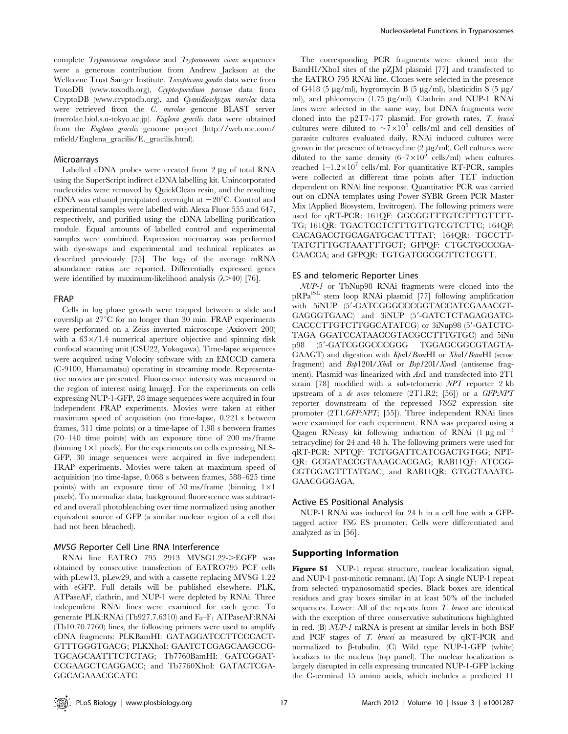complete *Trypanosoma congolense* and *Trypanosoma vivax* sequences were a generous contribution from Andrew Jackson at the Wellcome Trust Sanger Institute. *Toxoplasma gondii* data were from ToxoDB (www.toxodb.org), *Cryptosporidium parvum* data from CryptoDB (www.cryptodb.org), and *Cyanidioschyzon merolae* data were retrieved from the *C. merolae* genome BLAST server (merolae.biol.s.u-tokyo.ac.jp). *Euglena gracilis* data were obtained from the *Euglena gracilis* genome project (http://web.me.com/mfield/Euglena_gracilis/E._gracilis.html).

### Microarrays

Labelled cDNA probes were created from 2 µg of total RNA using the SuperScript indirect cDNA labelling kit. Unincorporated nucleotides were removed by QuickClean resin, and the resulting cDNA was ethanol precipitated overnight at −20°C. Control and experimental samples were labelled with Alexa Fluor 555 and 647, respectively, and purified using the cDNA labelling purification module. Equal amounts of labelled control and experimental samples were combined. Expression microarray was performed with dye-swaps and experimental and technical replicates as described previously [75]. The $\log_2$ of the average mRNA abundance ratios are reported. Differentially expressed genes were identified by maximum-likelihood analysis ($\lambda > 40$) [76].

### FRAP

Cells in log phase growth were trapped between a slide and coverslip at 27°C for no longer than 30 min. FRAP experiments were performed on a Zeiss inverted microscope (Axiovert 200) with a 63×/1.4 numerical aperture objective and spinning disk confocal scanning unit (CSU22, Yokogawa). Time-lapse sequences were acquired using Volocity software with an EMCCD camera (C-9100, Hamamatsu) operating in streaming mode. Representative movies are presented. Fluorescence intensity was measured in the region of interest using ImageJ. For the experiments on cells expressing NUP-1-GFP, 28 image sequences were acquired in four independent FRAP experiments. Movies were taken at either maximum speed of acquisition (no time-lapse, 0.221 s between frames, 311 time points) or a time-lapse of 1.98 s between frames (70–140 time points) with an exposure time of 200 ms/frame (binning 1×1 pixels). For the experiments on cells expressing NLS-GFP, 30 image sequences were acquired in five independent FRAP experiments. Movies were taken at maximum speed of acquisition (no time-lapse, 0.068 s between frames, 588–625 time points) with an exposure time of 50 ms/frame (binning 1×1 pixels). To normalize data, background fluorescence was subtracted and overall photobleaching over time normalized using another equivalent source of GFP (a similar nuclear region of a cell that had not been bleached).

### *MVSG* Reporter Cell Line RNA Interference

RNAi line EATRO 795 2913 MVSG1.22->EGFP was obtained by consecutive transfection of EATRO795 PCF cells with pLew13, pLew29, and with a cassette replacing MVSG 1.22 with eGFP. Full details will be published elsewhere. PLK, ATPaseAF, clathrin, and NUP-1 were depleted by RNAi. Three independent RNAi lines were examined for each gene. To generate PLK:RNAi (Tb927.7.6310) and $F_0$–$F_1$ ATPaseAF:RNAi (Tb10.70.7760) lines, the following primers were used to amplify cDNA fragments: PLKBamHI: GATAGGATCCTTCCCACT-GTTTGGGTGACG; PLKXhoI: GAATCTCGAGCAAGCCG-TGCAGCAATTTCTCTAG; Tb7760BamHI: GATCGGAT-CCGAAGCTCAGGACC; and Tb7760XhoI: GATACTCGA-GGCAGAAACGCATC.

The corresponding PCR fragments were cloned into the BamHI/XhoI sites of the pZJM plasmid [77] and transfected to the EATRO 795 RNAi line. Clones were selected in the presence of G418 (5 µg/ml), hygromycin B (5 µg/ml), blasticidin S (5 µg/ml), and phleomycin (1.75 µg/ml). Clathrin and NUP-1 RNAi lines were selected in the same way, but DNA fragments were cloned into the p2T7-177 plasmid. For growth rates, *T. brucei* cultures were diluted to $\sim 7\times10^5$ cells/ml and cell densities of parasite cultures evaluated daily. RNAi induced cultures were grown in the presence of tetracycline (2 µg/ml). Cell cultures were diluted to the same density ($6$–$7\times10^5$ cells/ml) when cultures reached $1$–$1.2\times10^7$ cells/ml. For quantitative RT-PCR, samples were collected at different time points after TET induction dependent on RNAi line response. Quantitative PCR was carried out on cDNA templates using Power SYBR Green PCR Master Mix (Applied Biosystem, Invitrogen). The following primers were used for qRT-PCR: 161QF: GGCGGTTTGTCTTTGTTTT-TG; 161QR: TGACTCCTCTTTGTTGTCGTCTTC; 164QF: CACAGACCTGCAGATGCACTTTAT; 164QR: TGCCTT-TATCTTTGCTAAATTTGCT; GFPQF: CTGCTGCCCGA-CAACCA; and GFPQR: TGTGATCGCGCTTCTCGTT.

### ES and telomeric Reporter Lines

*NUP-1* or TbNup98 RNAi fragments were cloned into the pRPa[iSL] stem loop RNAi plasmid [77] following amplification with 5iNUP (5′-GATCGGGCCCGGTACCATCGAAACGT-GAGGGTGAAC) and 3iNUP (5′-GATCTCTAGAGGATC-CACCCTTGTCTTGGCATATCG) or 3iNup98 (5′-GATCTC-TAGA GGATCCATAACCGTACGCCTTTGTGC) and 5iNup98 (5′-GATCGGGCCCGGG TGGAGCGGCGTAGTA-GAAGT) and digestion with *Kpn*I/*Bam*HI or *Xba*I/*Bam*HI (sense fragment) and *Bsp*120I/*Xba*I or *Bsp*120I/*Xma*I (antisense fragment). Plasmid was linearized with *Asc*I and transfected into 2T1 strain [78] modified with a sub-telomeric *NPT* reporter 2 kb upstream of a *de novo* telomere (2T1.R2; [56]) or a *GFP:NPT* reporter downstream of the repressed *VSG2* expression site promoter (2T1.*GFP:NPT*; [55]). Three independent RNAi lines were examined for each experiment. RNA was prepared using a Qiagen RNeasy kit following induction of RNAi (1 µg ml$^{-1}$ tetracycline) for 24 and 48 h. The following primers were used for qRT-PCR: NPTQF: TCTGGATTCATCGACTGTGG; NPT-QR: GCGATACCGTAAAGCACGAG; RAB11QF: ATCGG-CGTGGAGTTTATGAC; and RAB11QR: GTGGTAAATC-GAACGGGAGA.

### Active ES Positional Analysis

NUP-1 RNAi was induced for 24 h in a cell line with a GFP-tagged active *VSG* ES promoter. Cells were differentiated and analyzed as in [56].

## Supporting Information

**Figure S1** NUP-1 repeat structure, nuclear localization signal, and NUP-1 post-mitotic remnant. (A) Top: A single NUP-1 repeat from selected trypanosomatid species. Black boxes are identical residues and gray boxes similar in at least 50% of the included sequences. Lower: All of the repeats from *T. brucei* are identical with the exception of three conservative substitutions highlighted in red. (B) *NUP-1* mRNA is present at similar levels in both BSF and PCF stages of *T. brucei* as measured by qRT-PCR and normalized to β-tubulin. (C) Wild type NUP-1-GFP (white) localizes to the nucleus (top panel). The nuclear localization is largely disrupted in cells expressing truncated NUP-1-GFP lacking the C-terminal 15 amino acids, which includes a predicted 11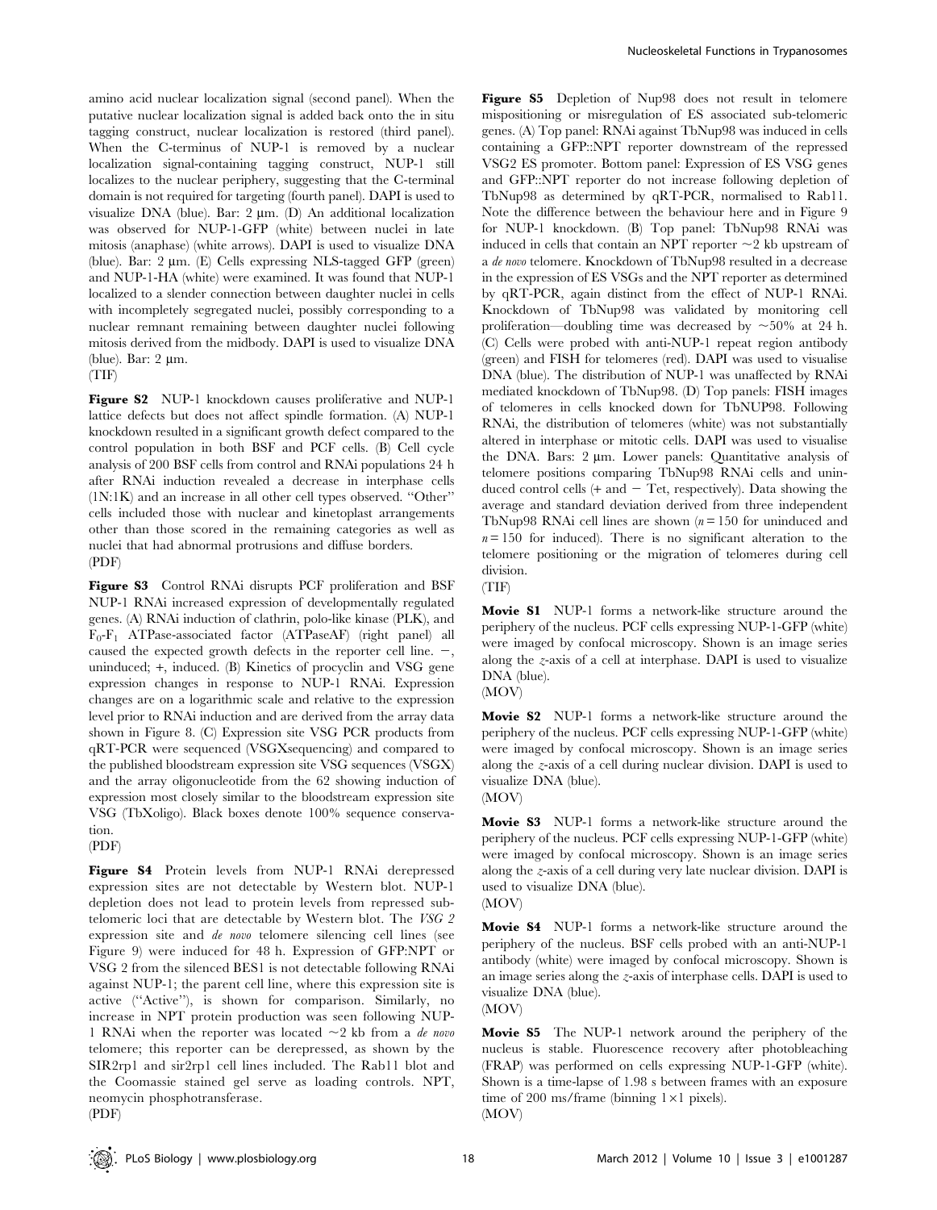amino acid nuclear localization signal (second panel). When the putative nuclear localization signal is added back onto the in situ tagging construct, nuclear localization is restored (third panel). When the C-terminus of NUP-1 is removed by a nuclear localization signal-containing tagging construct, NUP-1 still localizes to the nuclear periphery, suggesting that the C-terminal domain is not required for targeting (fourth panel). DAPI is used to visualize DNA (blue). Bar: 2 µm. (D) An additional localization was observed for NUP-1-GFP (white) between nuclei in late mitosis (anaphase) (white arrows). DAPI is used to visualize DNA (blue). Bar: 2 µm. (E) Cells expressing NLS-tagged GFP (green) and NUP-1-HA (white) were examined. It was found that NUP-1 localized to a slender connection between daughter nuclei in cells with incompletely segregated nuclei, possibly corresponding to a nuclear remnant remaining between daughter nuclei following mitosis derived from the midbody. DAPI is used to visualize DNA (blue). Bar: 2 µm.

(TIF)

**Figure S2** NUP-1 knockdown causes proliferative and NUP-1 lattice defects but does not affect spindle formation. (A) NUP-1 knockdown resulted in a significant growth defect compared to the control population in both BSF and PCF cells. (B) Cell cycle analysis of 200 BSF cells from control and RNAi populations 24 h after RNAi induction revealed a decrease in interphase cells (1N:1K) and an increase in all other cell types observed. ''Other'' cells included those with nuclear and kinetoplast arrangements other than those scored in the remaining categories as well as nuclei that had abnormal protrusions and diffuse borders.

(PDF)

**Figure S3** Control RNAi disrupts PCF proliferation and BSF NUP-1 RNAi increased expression of developmentally regulated genes. (A) RNAi induction of clathrin, polo-like kinase (PLK), and $F_0$-$F_1$ ATPase-associated factor (ATPaseAF) (right panel) all caused the expected growth defects in the reporter cell line. −, uninduced; +, induced. (B) Kinetics of procyclin and VSG gene expression changes in response to NUP-1 RNAi. Expression changes are on a logarithmic scale and relative to the expression level prior to RNAi induction and are derived from the array data shown in Figure 8. (C) Expression site VSG PCR products from qRT-PCR were sequenced (VSGXsequencing) and compared to the published bloodstream expression site VSG sequences (VSGX) and the array oligonucleotide from the 62 showing induction of expression most closely similar to the bloodstream expression site VSG (TbXoligo). Black boxes denote 100% sequence conservation.

(PDF)

**Figure S4** Protein levels from NUP-1 RNAi derepressed expression sites are not detectable by Western blot. NUP-1 depletion does not lead to protein levels from repressed subtelomeric loci that are detectable by Western blot. The *VSG 2* expression site and *de novo* telomere silencing cell lines (see Figure 9) were induced for 48 h. Expression of GFP:NPT or VSG 2 from the silenced BES1 is not detectable following RNAi against NUP-1; the parent cell line, where this expression site is active (''Active''), is shown for comparison. Similarly, no increase in NPT protein production was seen following NUP-1 RNAi when the reporter was located ~2 kb from a *de novo* telomere; this reporter can be derepressed, as shown by the SIR2rp1 and sir2rp1 cell lines included. The Rab11 blot and the Coomassie stained gel serve as loading controls. NPT, neomycin phosphotransferase.

(PDF)

**Figure S5** Depletion of Nup98 does not result in telomere mispositioning or misregulation of ES associated sub-telomeric genes. (A) Top panel: RNAi against TbNup98 was induced in cells containing a GFP::NPT reporter downstream of the repressed VSG2 ES promoter. Bottom panel: Expression of ES VSG genes and GFP::NPT reporter do not increase following depletion of TbNup98 as determined by qRT-PCR, normalised to Rab11. Note the difference between the behaviour here and in Figure 9 for NUP-1 knockdown. (B) Top panel: TbNup98 RNAi was induced in cells that contain an NPT reporter ~2 kb upstream of a *de novo* telomere. Knockdown of TbNup98 resulted in a decrease in the expression of ES VSGs and the NPT reporter as determined by qRT-PCR, again distinct from the effect of NUP-1 RNAi. Knockdown of TbNup98 was validated by monitoring cell proliferation—doubling time was decreased by ~50% at 24 h. (C) Cells were probed with anti-NUP-1 repeat region antibody (green) and FISH for telomeres (red). DAPI was used to visualise DNA (blue). The distribution of NUP-1 was unaffected by RNAi mediated knockdown of TbNup98. (D) Top panels: FISH images of telomeres in cells knocked down for TbNUP98. Following RNAi, the distribution of telomeres (white) was not substantially altered in interphase or mitotic cells. DAPI was used to visualise the DNA. Bars: 2 µm. Lower panels: Quantitative analysis of telomere positions comparing TbNup98 RNAi cells and uninduced control cells (+ and − Tet, respectively). Data showing the average and standard deviation derived from three independent TbNup98 RNAi cell lines are shown ($n = 150$ for uninduced and $n = 150$ for induced). There is no significant alteration to the telomere positioning or the migration of telomeres during cell division.

(TIF)

**Movie S1** NUP-1 forms a network-like structure around the periphery of the nucleus. PCF cells expressing NUP-1-GFP (white) were imaged by confocal microscopy. Shown is an image series along the *z*-axis of a cell at interphase. DAPI is used to visualize DNA (blue).

(MOV)

**Movie S2** NUP-1 forms a network-like structure around the periphery of the nucleus. PCF cells expressing NUP-1-GFP (white) were imaged by confocal microscopy. Shown is an image series along the *z*-axis of a cell during nuclear division. DAPI is used to visualize DNA (blue).

(MOV)

**Movie S3** NUP-1 forms a network-like structure around the periphery of the nucleus. PCF cells expressing NUP-1-GFP (white) were imaged by confocal microscopy. Shown is an image series along the *z*-axis of a cell during very late nuclear division. DAPI is used to visualize DNA (blue).

(MOV)

**Movie S4** NUP-1 forms a network-like structure around the periphery of the nucleus. BSF cells probed with an anti-NUP-1 antibody (white) were imaged by confocal microscopy. Shown is an image series along the *z*-axis of interphase cells. DAPI is used to visualize DNA (blue).

(MOV)

**Movie S5** The NUP-1 network around the periphery of the nucleus is stable. Fluorescence recovery after photobleaching (FRAP) was performed on cells expressing NUP-1-GFP (white). Shown is a time-lapse of 1.98 s between frames with an exposure time of 200 ms/frame (binning 1×1 pixels).

(MOV)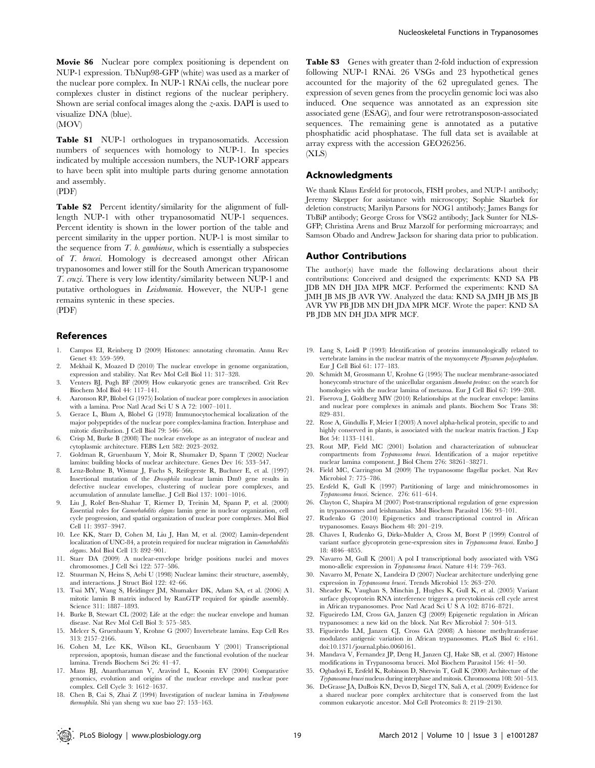**Movie S6** Nuclear pore complex positioning is dependent on NUP-1 expression. TbNup98-GFP (white) was used as a marker of the nuclear pore complex. In NUP-1 RNAi cells, the nuclear pore complexes cluster in distinct regions of the nuclear periphery. Shown are serial confocal images along the *z*-axis. DAPI is used to visualize DNA (blue).
(MOV)

**Table S1** NUP-1 orthologues in trypanosomatids. Accession numbers of sequences with homology to NUP-1. In species indicated by multiple accession numbers, the NUP-1ORF appears to have been split into multiple parts during genome annotation and assembly.
(PDF)

**Table S2** Percent identity/similarity for the alignment of full-length NUP-1 with other trypanosomatid NUP-1 sequences. Percent identity is shown in the lower portion of the table and percent similarity in the upper portion. NUP-1 is most similar to the sequence from *T. b. gambiense*, which is essentially a subspecies of *T. brucei*. Homology is decreased amongst other African trypanosomes and lower still for the South American trypanosome *T. cruzi*. There is very low identity/similarity between NUP-1 and putative orthologues in *Leishmania*. However, the NUP-1 gene remains syntenic in these species.
(PDF)

**Table S3** Genes with greater than 2-fold induction of expression following NUP-1 RNAi. 26 VSGs and 23 hypothetical genes accounted for the majority of the 62 upregulated genes. The expression of seven genes from the procyclin genomic loci was also induced. One sequence was annotated as an expression site associated gene (ESAG), and four were retrotransposon-associated sequences. The remaining gene is annotated as a putative phosphatidic acid phosphatase. The full data set is available at array express with the accession GEO26256.
(XLS)

## Acknowledgments

We thank Klaus Ersfeld for protocols, FISH probes, and NUP-1 antibody; Jeremy Skepper for assistance with microscopy; Sophie Skarbek for deletion constructs; Marilyn Parsons for NOG1 antibody; James Bangs for TbBiP antibody; George Cross for VSG2 antibody; Jack Sunter for NLS-GFP; Christina Arens and Bruz Marzolf for performing microarrays; and Samson Obado and Andrew Jackson for sharing data prior to publication.

## Author Contributions

The author(s) have made the following declarations about their contributions: Conceived and designed the experiments: KND SA PB JDB MN DH JDA MPR MCF. Performed the experiments: KND SA JMH JB MS JB AVR YW. Analyzed the data: KND SA JMH JB MS JB AVR YW PB JDB MN DH JDA MPR MCF. Wrote the paper: KND SA PB JDB MN DH JDA MPR MCF.

## References

1. Campos EI, Reinberg D (2009) Histones: annotating chromatin. Annu Rev Genet 43: 559–599.
2. Mekhail K, Moazed D (2010) The nuclear envelope in genome organization, expression and stability. Nat Rev Mol Cell Biol 11: 317–328.
3. Venters BJ, Pugh BF (2009) How eukaryotic genes are transcribed. Crit Rev Biochem Mol Biol 44: 117–141.
4. Aaronson RP, Blobel G (1975) Isolation of nuclear pore complexes in association with a lamina. Proc Natl Acad Sci U S A 72: 1007–1011.
5. Gerace L, Blum A, Blobel G (1978) Immunocytochemical localization of the major polypeptides of the nuclear pore complex-lamina fraction. Interphase and mitotic distribution. J Cell Biol 79: 546–566.
6. Crisp M, Burke B (2008) The nuclear envelope as an integrator of nuclear and cytoplasmic architecture. FEBS Lett 582: 2023–2032.
7. Goldman R, Gruenbaum Y, Moir R, Shumaker D, Spann T (2002) Nuclear lamins: building blocks of nuclear architecture. Genes Dev 16: 533–547.
8. Lenz-Bohme B, Wismar J, Fuchs S, Reifegerste R, Buchner E, et al. (1997) Insertional mutation of the *Drosophila* nuclear lamin Dm0 gene results in defective nuclear envelopes, clustering of nuclear pore complexes, and accumulation of annulate lamellae. J Cell Biol 137: 1001–1016.
9. Liu J, Rolef Ben-Shahar T, Riemer D, Treinin M, Spann P, et al. (2000) Essential roles for *Caenorhabditis elegans* lamin gene in nuclear organization, cell cycle progression, and spatial organization of nuclear pore complexes. Mol Biol Cell 11: 3937–3947.
10. Lee KK, Starr D, Cohen M, Liu J, Han M, et al. (2002) Lamin-dependent localization of UNC-84, a protein required for nuclear migration in *Caenorhabditis elegans*. Mol Biol Cell 13: 892–901.
11. Starr DA (2009) A nuclear-envelope bridge positions nuclei and moves chromosomes. J Cell Sci 122: 577–586.
12. Stuurman N, Heins S, Aebi U (1998) Nuclear lamins: their structure, assembly, and interactions. J Struct Biol 122: 42–66.
13. Tsai MY, Wang S, Heidinger JM, Shumaker DK, Adam SA, et al. (2006) A mitotic lamin B matrix induced by RanGTP required for spindle assembly. Science 311: 1887–1893.
14. Burke B, Stewart CL (2002) Life at the edge: the nuclear envelope and human disease. Nat Rev Mol Cell Biol 3: 575–585.
15. Melcer S, Gruenbaum Y, Krohne G (2007) Invertebrate lamins. Exp Cell Res 313: 2157–2166.
16. Cohen M, Lee KK, Wilson KL, Gruenbaum Y (2001) Transcriptional repression, apoptosis, human disease and the functional evolution of the nuclear lamina. Trends Biochem Sci 26: 41–47.
17. Mans BJ, Anantharaman V, Aravind L, Koonin EV (2004) Comparative genomics, evolution and origins of the nuclear envelope and nuclear pore complex. Cell Cycle 3: 1612–1637.
18. Chen B, Cai S, Zhai Z (1994) Investigation of nuclear lamina in *Tetrahymena thermophila*. Shi yan sheng wu xue bao 27: 153–163.
19. Lang S, Loidl P (1993) Identification of proteins immunologically related to vertebrate lamins in the nuclear matrix of the myxomycete *Physarum polycephalum*. Eur J Cell Biol 61: 177–183.
20. Schmidt M, Grossmann U, Krohne G (1995) The nuclear membrane-associated honeycomb structure of the unicellular organism *Amoeba proteus*: on the search for homologies with the nuclear lamina of metazoa. Eur J Cell Biol 67: 199–208.
21. Fiserova J, Goldberg MW (2010) Relationships at the nuclear envelope: lamins and nuclear pore complexes in animals and plants. Biochem Soc Trans 38: 829–831.
22. Rose A, Gindullis F, Meier I (2003) A novel alpha-helical protein, specific to and highly conserved in plants, is associated with the nuclear matrix fraction. J Exp Bot 54: 1133–1141.
23. Rout MP, Field MC (2001) Isolation and characterization of subnuclear compartments from *Trypanosoma brucei*. Identification of a major repetitive nuclear lamina component. J Biol Chem 276: 38261–38271.
24. Field MC, Carrington M (2009) The trypanosome flagellar pocket. Nat Rev Microbiol 7: 775–786.
25. Ersfeld K, Gull K (1997) Partitioning of large and minichromosomes in *Trypanosoma brucei*. Science. 276: 611–614.
26. Clayton C, Shapira M (2007) Post-transcriptional regulation of gene expression in trypanosomes and leishmanias. Mol Biochem Parasitol 156: 93–101.
27. Rudenko G (2010) Epigenetics and transcriptional control in African trypanosomes. Essays Biochem 48: 201–219.
28. Chaves I, Rudenko G, Dirks-Mulder A, Cross M, Borst P (1999) Control of variant surface glycoprotein gene-expression sites in *Trypanosoma brucei*. Embo J 18: 4846–4855.
29. Navarro M, Gull K (2001) A pol I transcriptional body associated with VSG mono-allelic expression in *Trypanosoma brucei*. Nature 414: 759–763.
30. Navarro M, Penate X, Landeira D (2007) Nuclear architecture underlying gene expression in *Trypanosoma brucei*. Trends Microbiol 15: 263–270.
31. Sheader K, Vaughan S, Minchin J, Hughes K, Gull K, et al. (2005) Variant surface glycoprotein RNA interference triggers a precytokinesis cell cycle arrest in African trypanosomes. Proc Natl Acad Sci U S A 102: 8716–8721.
32. Figueiredo LM, Cross GA, Janzen CJ (2009) Epigenetic regulation in African trypanosomes: a new kid on the block. Nat Rev Microbiol 7: 504–513.
33. Figueiredo LM, Janzen CJ, Cross GA (2008) A histone methyltransferase modulates antigenic variation in African trypanosomes. PLoS Biol 6: e161. doi:10.1371/journal.pbio.0060161.
34. Mandava V, Fernandez JP, Deng H, Janzen CJ, Hake SB, et al. (2007) Histone modifications in Trypanosoma brucei. Mol Biochem Parasitol 156: 41–50.
35. Ogbadoyi E, Ersfeld K, Robinson D, Sherwin T, Gull K (2000) Architecture of the *Trypanosoma brucei* nucleus during interphase and mitosis. Chromosoma 108: 501–513.
36. DeGrasse JA, DuBois KN, Devos D, Siegel TN, Sali A, et al. (2009) Evidence for a shared nuclear pore complex architecture that is conserved from the last common eukaryotic ancestor. Mol Cell Proteomics 8: 2119–2130.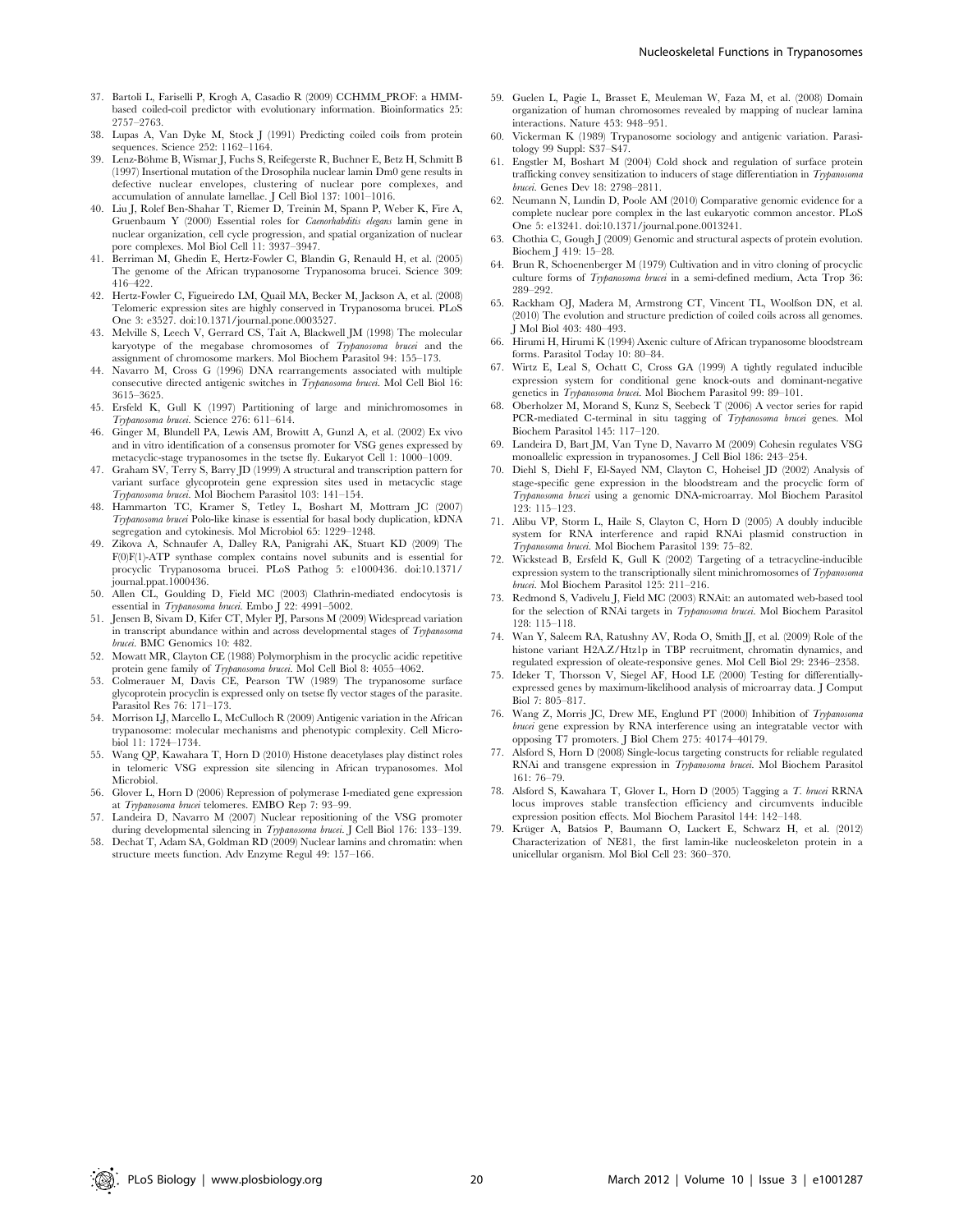37. Bartoli L, Fariselli P, Krogh A, Casadio R (2009) CCHMM_PROF: a HMM-based coiled-coil predictor with evolutionary information. Bioinformatics 25: 2757–2763.
38. Lupas A, Van Dyke M, Stock J (1991) Predicting coiled coils from protein sequences. Science 252: 1162–1164.
39. Lenz-Böhme B, Wismar J, Fuchs S, Reifegerste R, Buchner E, Betz H, Schmitt B (1997) Insertional mutation of the Drosophila nuclear lamin Dm0 gene results in defective nuclear envelopes, clustering of nuclear pore complexes, and accumulation of annulate lamellae. J Cell Biol 137: 1001–1016.
40. Liu J, Rolef Ben-Shahar T, Riemer D, Treinin M, Spann P, Weber K, Fire A, Gruenbaum Y (2000) Essential roles for *Caenorhabditis elegans* lamin gene in nuclear organization, cell cycle progression, and spatial organization of nuclear pore complexes. Mol Biol Cell 11: 3937–3947.
41. Berriman M, Ghedin E, Hertz-Fowler C, Blandin G, Renauld H, et al. (2005) The genome of the African trypanosome Trypanosoma brucei. Science 309: 416–422.
42. Hertz-Fowler C, Figueiredo LM, Quail MA, Becker M, Jackson A, et al. (2008) Telomeric expression sites are highly conserved in Trypanosoma brucei. PLoS One 3: e3527. doi:10.1371/journal.pone.0003527.
43. Melville S, Leech V, Gerrard CS, Tait A, Blackwell JM (1998) The molecular karyotype of the megabase chromosomes of *Trypanosoma brucei* and the assignment of chromosome markers. Mol Biochem Parasitol 94: 155–173.
44. Navarro M, Cross G (1996) DNA rearrangements associated with multiple consecutive directed antigenic switches in *Trypanosoma brucei*. Mol Cell Biol 16: 3615–3625.
45. Ersfeld K, Gull K (1997) Partitioning of large and minichromosomes in *Trypanosoma brucei*. Science 276: 611–614.
46. Ginger M, Blundell PA, Lewis AM, Browitt A, Gunzl A, et al. (2002) Ex vivo and in vitro identification of a consensus promoter for VSG genes expressed by metacyclic-stage trypanosomes in the tsetse fly. Eukaryot Cell 1: 1000–1009.
47. Graham SV, Terry S, Barry JD (1999) A structural and transcription pattern for variant surface glycoprotein gene expression sites used in metacyclic stage *Trypanosoma brucei*. Mol Biochem Parasitol 103: 141–154.
48. Hammarton TC, Kramer S, Tetley L, Boshart M, Mottram JC (2007) *Trypanosoma brucei* Polo-like kinase is essential for basal body duplication, kDNA segregation and cytokinesis. Mol Microbiol 65: 1229–1248.
49. Zikova A, Schnaufer A, Dalley RA, Panigrahi AK, Stuart KD (2009) The F(0)F(1)-ATP synthase complex contains novel subunits and is essential for procyclic Trypanosoma brucei. PLoS Pathog 5: e1000436. doi:10.1371/journal.ppat.1000436.
50. Allen CL, Goulding D, Field MC (2003) Clathrin-mediated endocytosis is essential in *Trypanosoma brucei*. Embo J 22: 4991–5002.
51. Jensen B, Sivam D, Kifer CT, Myler PJ, Parsons M (2009) Widespread variation in transcript abundance within and across developmental stages of *Trypanosoma brucei*. BMC Genomics 10: 482.
52. Mowatt MR, Clayton CE (1988) Polymorphism in the procyclic acidic repetitive protein gene family of *Trypanosoma brucei*. Mol Cell Biol 8: 4055–4062.
53. Colmerauer M, Davis CE, Pearson TW (1989) The trypanosome surface glycoprotein procyclin is expressed only on tsetse fly vector stages of the parasite. Parasitol Res 76: 171–173.
54. Morrison LJ, Marcello L, McCulloch R (2009) Antigenic variation in the African trypanosome: molecular mechanisms and phenotypic complexity. Cell Microbiol 11: 1724–1734.
55. Wang QP, Kawahara T, Horn D (2010) Histone deacetylases play distinct roles in telomeric VSG expression site silencing in African trypanosomes. Mol Microbiol.
56. Glover L, Horn D (2006) Repression of polymerase I-mediated gene expression at *Trypanosoma brucei* telomeres. EMBO Rep 7: 93–99.
57. Landeira D, Navarro M (2007) Nuclear repositioning of the VSG promoter during developmental silencing in *Trypanosoma brucei*. J Cell Biol 176: 133–139.
58. Dechat T, Adam SA, Goldman RD (2009) Nuclear lamins and chromatin: when structure meets function. Adv Enzyme Regul 49: 157–166.
59. Guelen L, Pagie L, Brasset E, Meuleman W, Faza M, et al. (2008) Domain organization of human chromosomes revealed by mapping of nuclear lamina interactions. Nature 453: 948–951.
60. Vickerman K (1989) Trypanosome sociology and antigenic variation. Parasitology 99 Suppl: S37–S47.
61. Engstler M, Boshart M (2004) Cold shock and regulation of surface protein trafficking convey sensitization to inducers of stage differentiation in *Trypanosoma brucei*. Genes Dev 18: 2798–2811.
62. Neumann N, Lundin D, Poole AM (2010) Comparative genomic evidence for a complete nuclear pore complex in the last eukaryotic common ancestor. PLoS One 5: e13241. doi:10.1371/journal.pone.0013241.
63. Chothia C, Gough J (2009) Genomic and structural aspects of protein evolution. Biochem J 419: 15–28.
64. Brun R, Schoenenberger M (1979) Cultivation and in vitro cloning of procyclic culture forms of *Trypanosoma brucei* in a semi-defined medium, Acta Trop 36: 289–292.
65. Rackham OJ, Madera M, Armstrong CT, Vincent TL, Woolfson DN, et al. (2010) The evolution and structure prediction of coiled coils across all genomes. J Mol Biol 403: 480–493.
66. Hirumi H, Hirumi K (1994) Axenic culture of African trypanosome bloodstream forms. Parasitol Today 10: 80–84.
67. Wirtz E, Leal S, Ochatt C, Cross GA (1999) A tightly regulated inducible expression system for conditional gene knock-outs and dominant-negative genetics in *Trypanosoma brucei*. Mol Biochem Parasitol 99: 89–101.
68. Oberholzer M, Morand S, Kunz S, Seebeck T (2006) A vector series for rapid PCR-mediated C-terminal in situ tagging of *Trypanosoma brucei* genes. Mol Biochem Parasitol 145: 117–120.
69. Landeira D, Bart JM, Van Tyne D, Navarro M (2009) Cohesin regulates VSG monoallelic expression in trypanosomes. J Cell Biol 186: 243–254.
70. Diehl S, Diehl F, El-Sayed NM, Clayton C, Hoheisel JD (2002) Analysis of stage-specific gene expression in the bloodstream and the procyclic form of *Trypanosoma brucei* using a genomic DNA-microarray. Mol Biochem Parasitol 123: 115–123.
71. Alibu VP, Storm L, Haile S, Clayton C, Horn D (2005) A doubly inducible system for RNA interference and rapid RNAi plasmid construction in *Trypanosoma brucei*. Mol Biochem Parasitol 139: 75–82.
72. Wickstead B, Ersfeld K, Gull K (2002) Targeting of a tetracycline-inducible expression system to the transcriptionally silent minichromosomes of *Trypanosoma brucei*. Mol Biochem Parasitol 125: 211–216.
73. Redmond S, Vadivelu J, Field MC (2003) RNAit: an automated web-based tool for the selection of RNAi targets in *Trypanosoma brucei*. Mol Biochem Parasitol 128: 115–118.
74. Wan Y, Saleem RA, Ratushny AV, Roda O, Smith JJ, et al. (2009) Role of the histone variant H2A.Z/Htz1p in TBP recruitment, chromatin dynamics, and regulated expression of oleate-responsive genes. Mol Cell Biol 29: 2346–2358.
75. Ideker T, Thorsson V, Siegel AF, Hood LE (2000) Testing for differentially-expressed genes by maximum-likelihood analysis of microarray data. J Comput Biol 7: 805–817.
76. Wang Z, Morris JC, Drew ME, Englund PT (2000) Inhibition of *Trypanosoma brucei* gene expression by RNA interference using an integratable vector with opposing T7 promoters. J Biol Chem 275: 40174–40179.
77. Alsford S, Horn D (2008) Single-locus targeting constructs for reliable regulated RNAi and transgene expression in *Trypanosoma brucei*. Mol Biochem Parasitol 161: 76–79.
78. Alsford S, Kawahara T, Glover L, Horn D (2005) Tagging a *T. brucei* RRNA locus improves stable transfection efficiency and circumvents inducible expression position effects. Mol Biochem Parasitol 144: 142–148.
79. Krüger A, Batsios P, Baumann O, Luckert E, Schwarz H, et al. (2012) Characterization of NE81, the first lamin-like nucleoskeleton protein in a unicellular organism. Mol Biol Cell 23: 360–370.